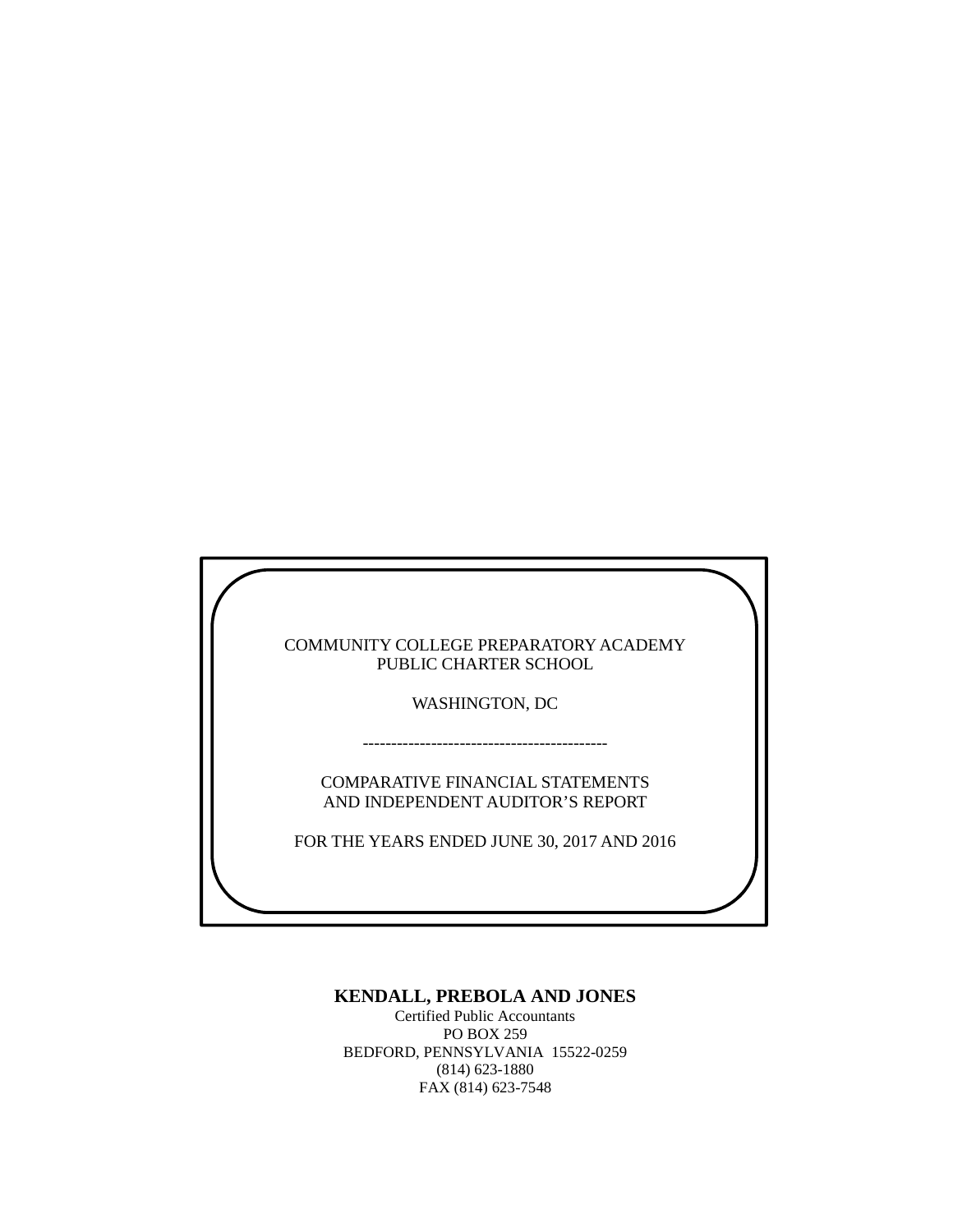COMMUNITY COLLEGE PREPARATORY ACADEMY
PUBLIC CHARTER SCHOOL

WASHINGTON, DC

-------------------------------------------

COMPARATIVE FINANCIAL STATEMENTS
AND INDEPENDENT AUDITOR'S REPORT

FOR THE YEARS ENDED JUNE 30, 2017 AND 2016

**KENDALL, PREBOLA AND JONES**
Certified Public Accountants
PO BOX 259
BEDFORD, PENNSYLVANIA 15522-0259
(814) 623-1880
FAX (814) 623-7548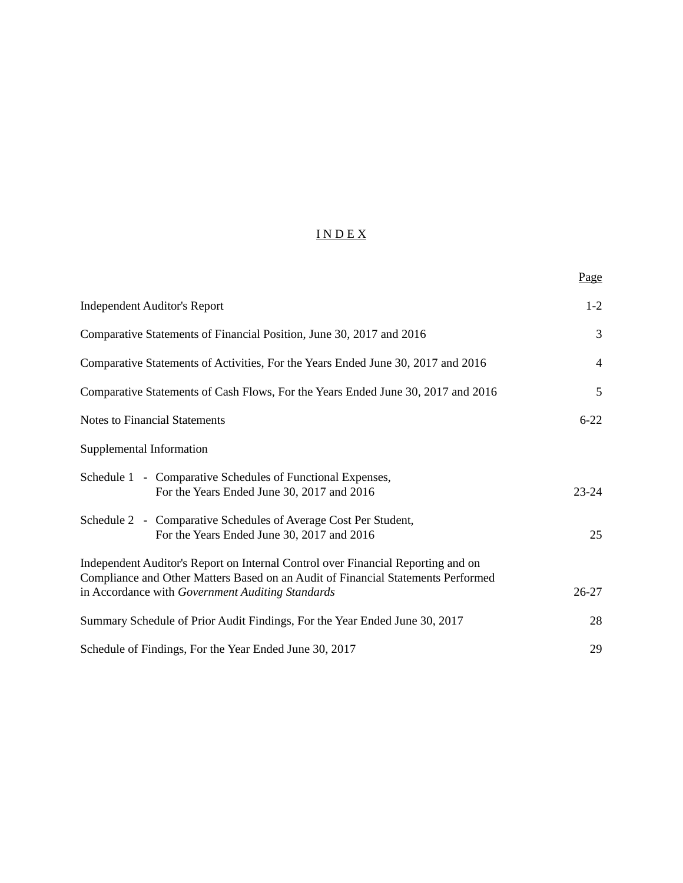# I N D E X

| | Page |
|---|---|
| Independent Auditor's Report | 1-2 |
| Comparative Statements of Financial Position, June 30, 2017 and 2016 | 3 |
| Comparative Statements of Activities, For the Years Ended June 30, 2017 and 2016 | 4 |
| Comparative Statements of Cash Flows, For the Years Ended June 30, 2017 and 2016 | 5 |
| Notes to Financial Statements | 6-22 |
| Supplemental Information | |
| Schedule 1 - Comparative Schedules of Functional Expenses, For the Years Ended June 30, 2017 and 2016 | 23-24 |
| Schedule 2 - Comparative Schedules of Average Cost Per Student, For the Years Ended June 30, 2017 and 2016 | 25 |
| Independent Auditor's Report on Internal Control over Financial Reporting and on Compliance and Other Matters Based on an Audit of Financial Statements Performed in Accordance with *Government Auditing Standards* | 26-27 |
| Summary Schedule of Prior Audit Findings, For the Year Ended June 30, 2017 | 28 |
| Schedule of Findings, For the Year Ended June 30, 2017 | 29 |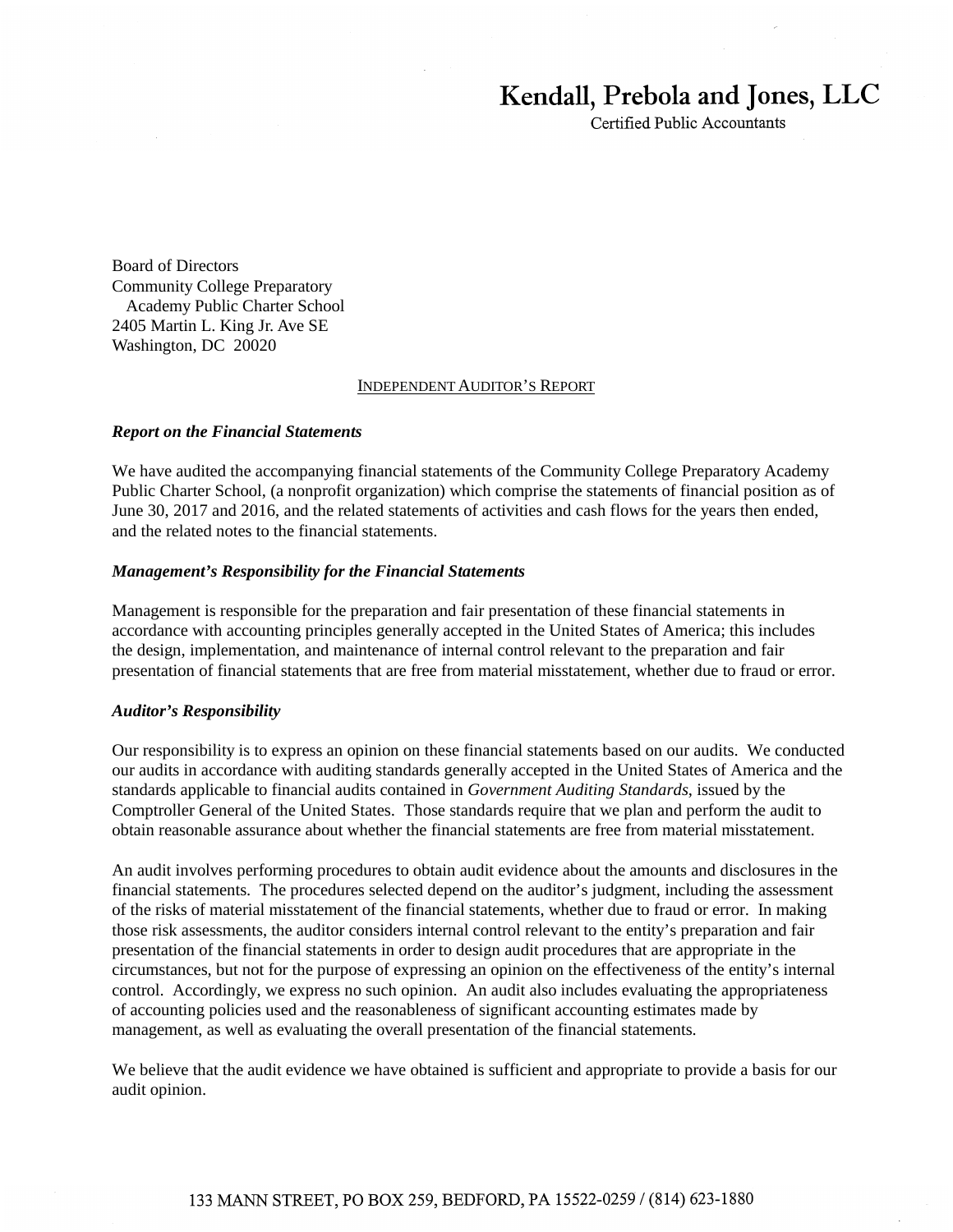# Kendall, Prebola and Jones, LLC

Certified Public Accountants

Board of Directors
Community College Preparatory
Academy Public Charter School
2405 Martin L. King Jr. Ave SE
Washington, DC 20020

INDEPENDENT AUDITOR'S REPORT

***Report on the Financial Statements***

We have audited the accompanying financial statements of the Community College Preparatory Academy Public Charter School, (a nonprofit organization) which comprise the statements of financial position as of June 30, 2017 and 2016, and the related statements of activities and cash flows for the years then ended, and the related notes to the financial statements.

***Management's Responsibility for the Financial Statements***

Management is responsible for the preparation and fair presentation of these financial statements in accordance with accounting principles generally accepted in the United States of America; this includes the design, implementation, and maintenance of internal control relevant to the preparation and fair presentation of financial statements that are free from material misstatement, whether due to fraud or error.

***Auditor's Responsibility***

Our responsibility is to express an opinion on these financial statements based on our audits. We conducted our audits in accordance with auditing standards generally accepted in the United States of America and the standards applicable to financial audits contained in *Government Auditing Standards*, issued by the Comptroller General of the United States. Those standards require that we plan and perform the audit to obtain reasonable assurance about whether the financial statements are free from material misstatement.

An audit involves performing procedures to obtain audit evidence about the amounts and disclosures in the financial statements. The procedures selected depend on the auditor's judgment, including the assessment of the risks of material misstatement of the financial statements, whether due to fraud or error. In making those risk assessments, the auditor considers internal control relevant to the entity's preparation and fair presentation of the financial statements in order to design audit procedures that are appropriate in the circumstances, but not for the purpose of expressing an opinion on the effectiveness of the entity's internal control. Accordingly, we express no such opinion. An audit also includes evaluating the appropriateness of accounting policies used and the reasonableness of significant accounting estimates made by management, as well as evaluating the overall presentation of the financial statements.

We believe that the audit evidence we have obtained is sufficient and appropriate to provide a basis for our audit opinion.

133 MANN STREET, PO BOX 259, BEDFORD, PA 15522-0259 / (814) 623-1880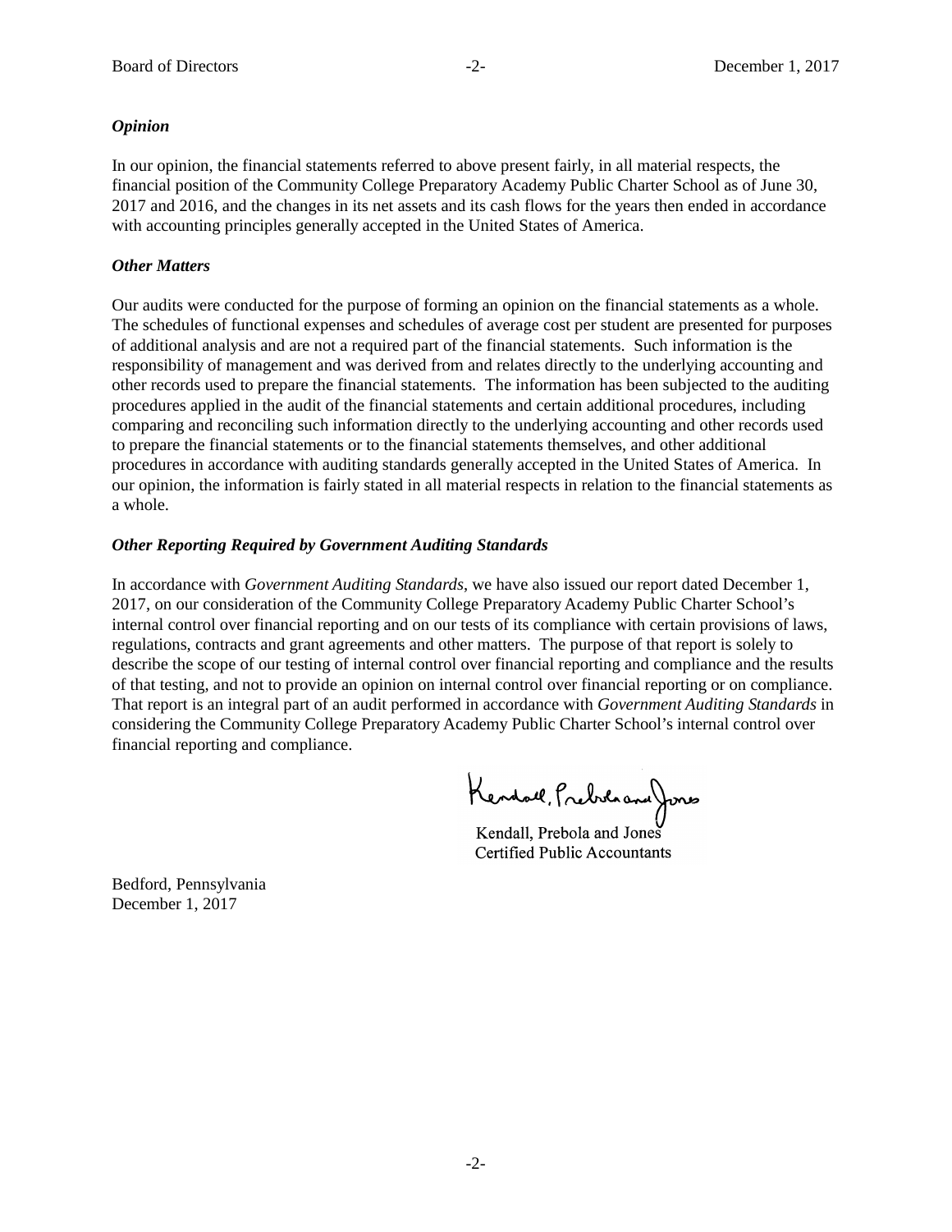### *Opinion*

In our opinion, the financial statements referred to above present fairly, in all material respects, the financial position of the Community College Preparatory Academy Public Charter School as of June 30, 2017 and 2016, and the changes in its net assets and its cash flows for the years then ended in accordance with accounting principles generally accepted in the United States of America.

### *Other Matters*

Our audits were conducted for the purpose of forming an opinion on the financial statements as a whole. The schedules of functional expenses and schedules of average cost per student are presented for purposes of additional analysis and are not a required part of the financial statements. Such information is the responsibility of management and was derived from and relates directly to the underlying accounting and other records used to prepare the financial statements. The information has been subjected to the auditing procedures applied in the audit of the financial statements and certain additional procedures, including comparing and reconciling such information directly to the underlying accounting and other records used to prepare the financial statements or to the financial statements themselves, and other additional procedures in accordance with auditing standards generally accepted in the United States of America. In our opinion, the information is fairly stated in all material respects in relation to the financial statements as a whole.

### *Other Reporting Required by Government Auditing Standards*

In accordance with *Government Auditing Standards*, we have also issued our report dated December 1, 2017, on our consideration of the Community College Preparatory Academy Public Charter School's internal control over financial reporting and on our tests of its compliance with certain provisions of laws, regulations, contracts and grant agreements and other matters. The purpose of that report is solely to describe the scope of our testing of internal control over financial reporting and compliance and the results of that testing, and not to provide an opinion on internal control over financial reporting or on compliance. That report is an integral part of an audit performed in accordance with *Government Auditing Standards* in considering the Community College Preparatory Academy Public Charter School's internal control over financial reporting and compliance.

Kendall, Prebola and Jones
Certified Public Accountants

Bedford, Pennsylvania
December 1, 2017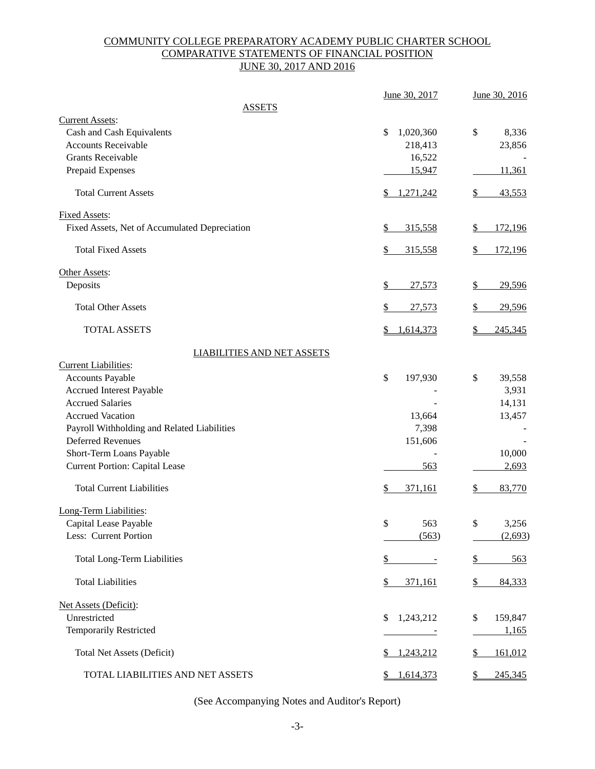# COMMUNITY COLLEGE PREPARATORY ACADEMY PUBLIC CHARTER SCHOOL
## COMPARATIVE STATEMENTS OF FINANCIAL POSITION
## JUNE 30, 2017 AND 2016

| | June 30, 2017 | June 30, 2016 |
|---|---|---|
| **ASSETS** | | |
| Current Assets: | | |
| Cash and Cash Equivalents | $ 1,020,360 | $ 8,336 |
| Accounts Receivable | 218,413 | 23,856 |
| Grants Receivable | 16,522 | - |
| Prepaid Expenses | 15,947 | 11,361 |
| Total Current Assets | $ 1,271,242 | $ 43,553 |
| Fixed Assets: | | |
| Fixed Assets, Net of Accumulated Depreciation | $ 315,558 | $ 172,196 |
| Total Fixed Assets | $ 315,558 | $ 172,196 |
| Other Assets: | | |
| Deposits | $ 27,573 | $ 29,596 |
| Total Other Assets | $ 27,573 | $ 29,596 |
| TOTAL ASSETS | $ 1,614,373 | $ 245,345 |
| **LIABILITIES AND NET ASSETS** | | |
| Current Liabilities: | | |
| Accounts Payable | $ 197,930 | $ 39,558 |
| Accrued Interest Payable | - | 3,931 |
| Accrued Salaries | - | 14,131 |
| Accrued Vacation | 13,664 | 13,457 |
| Payroll Withholding and Related Liabilities | 7,398 | - |
| Deferred Revenues | 151,606 | - |
| Short-Term Loans Payable | - | 10,000 |
| Current Portion: Capital Lease | 563 | 2,693 |
| Total Current Liabilities | $ 371,161 | $ 83,770 |
| Long-Term Liabilities: | | |
| Capital Lease Payable | $ 563 | $ 3,256 |
| Less: Current Portion | (563) | (2,693) |
| Total Long-Term Liabilities | $ - | $ 563 |
| Total Liabilities | $ 371,161 | $ 84,333 |
| Net Assets (Deficit): | | |
| Unrestricted | $ 1,243,212 | $ 159,847 |
| Temporarily Restricted | - | 1,165 |
| Total Net Assets (Deficit) | $ 1,243,212 | $ 161,012 |
| TOTAL LIABILITIES AND NET ASSETS | $ 1,614,373 | $ 245,345 |

(See Accompanying Notes and Auditor's Report)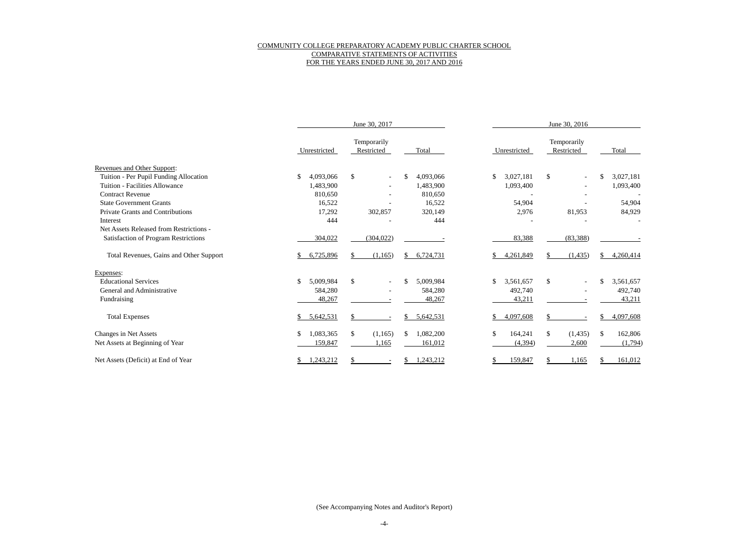COMMUNITY COLLEGE PREPARATORY ACADEMY PUBLIC CHARTER SCHOOL
COMPARATIVE STATEMENTS OF ACTIVITIES
FOR THE YEARS ENDED JUNE 30, 2017 AND 2016

| | June 30, 2017 | | | June 30, 2016 | | |
|---|---|---|---|---|---|---|
| | Unrestricted | Temporarily Restricted | Total | Unrestricted | Temporarily Restricted | Total |
| Revenues and Other Support: | | | | | | |
| Tuition - Per Pupil Funding Allocation | $ 4,093,066 | $ - | $ 4,093,066 | $ 3,027,181 | $ - | $ 3,027,181 |
| Tuition - Facilities Allowance | 1,483,900 | - | 1,483,900 | 1,093,400 | - | 1,093,400 |
| Contract Revenue | 810,650 | - | 810,650 | - | - | - |
| State Government Grants | 16,522 | - | 16,522 | 54,904 | - | 54,904 |
| Private Grants and Contributions | 17,292 | 302,857 | 320,149 | 2,976 | 81,953 | 84,929 |
| Interest | 444 | - | 444 | - | - | - |
| Net Assets Released from Restrictions - Satisfaction of Program Restrictions | 304,022 | (304,022) | - | 83,388 | (83,388) | - |
| Total Revenues, Gains and Other Support | $ 6,725,896 | $ (1,165) | $ 6,724,731 | $ 4,261,849 | $ (1,435) | $ 4,260,414 |
| Expenses: | | | | | | |
| Educational Services | $ 5,009,984 | $ - | $ 5,009,984 | $ 3,561,657 | $ - | $ 3,561,657 |
| General and Administrative | 584,280 | - | 584,280 | 492,740 | - | 492,740 |
| Fundraising | 48,267 | - | 48,267 | 43,211 | - | 43,211 |
| Total Expenses | $ 5,642,531 | $ - | $ 5,642,531 | $ 4,097,608 | $ - | $ 4,097,608 |
| Changes in Net Assets | $ 1,083,365 | $ (1,165) | $ 1,082,200 | $ 164,241 | $ (1,435) | $ 162,806 |
| Net Assets at Beginning of Year | 159,847 | 1,165 | 161,012 | (4,394) | 2,600 | (1,794) |
| Net Assets (Deficit) at End of Year | $ 1,243,212 | $ - | $ 1,243,212 | $ 159,847 | $ 1,165 | $ 161,012 |

(See Accompanying Notes and Auditor's Report)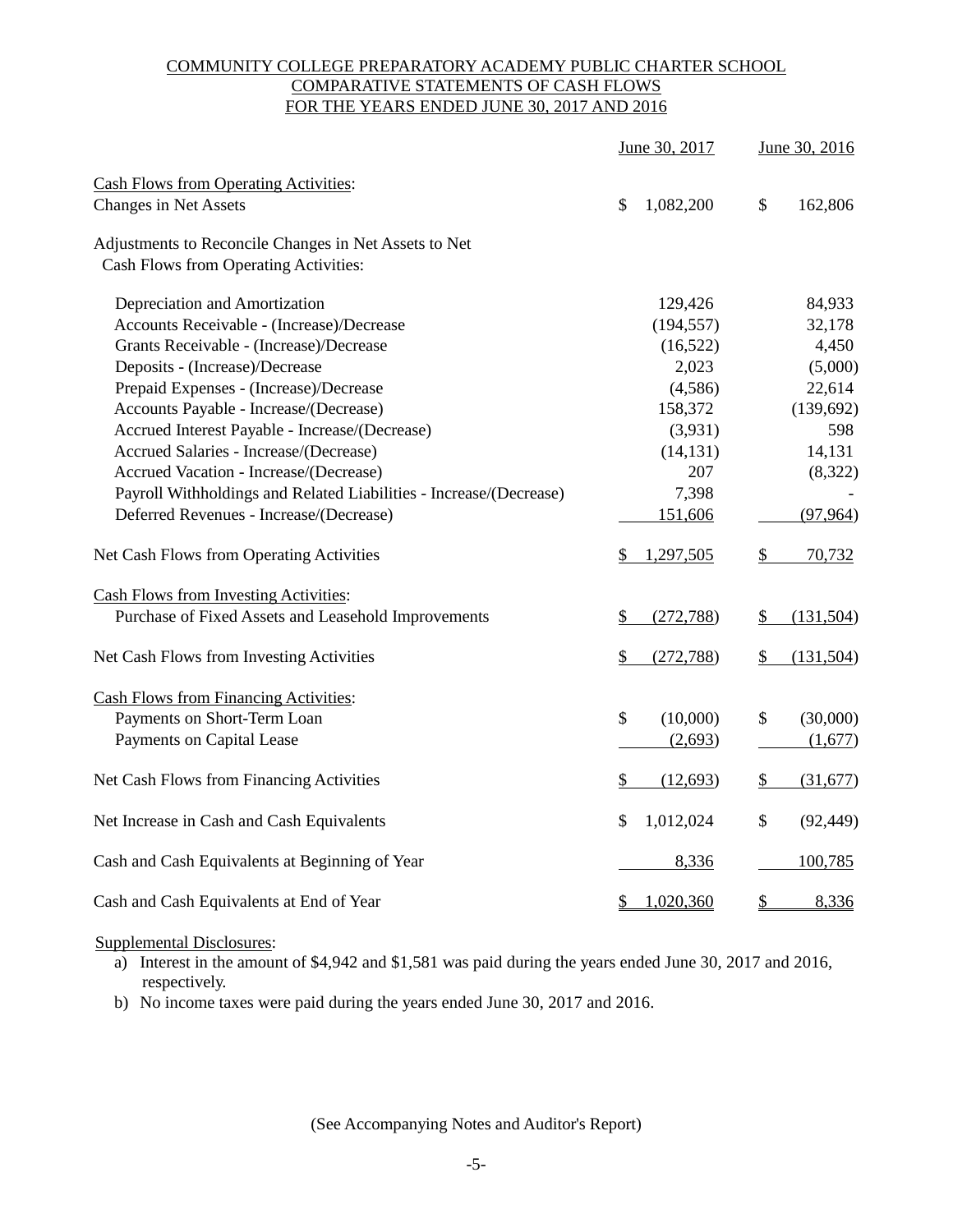# COMMUNITY COLLEGE PREPARATORY ACADEMY PUBLIC CHARTER SCHOOL
## COMPARATIVE STATEMENTS OF CASH FLOWS
### FOR THE YEARS ENDED JUNE 30, 2017 AND 2016

| | June 30, 2017 | June 30, 2016 |
|---|---|---|
| **Cash Flows from Operating Activities:** | | |
| Changes in Net Assets | $ 1,082,200 | $ 162,806 |
| Adjustments to Reconcile Changes in Net Assets to Net Cash Flows from Operating Activities: | | |
| Depreciation and Amortization | 129,426 | 84,933 |
| Accounts Receivable - (Increase)/Decrease | (194,557) | 32,178 |
| Grants Receivable - (Increase)/Decrease | (16,522) | 4,450 |
| Deposits - (Increase)/Decrease | 2,023 | (5,000) |
| Prepaid Expenses - (Increase)/Decrease | (4,586) | 22,614 |
| Accounts Payable - Increase/(Decrease) | 158,372 | (139,692) |
| Accrued Interest Payable - Increase/(Decrease) | (3,931) | 598 |
| Accrued Salaries - Increase/(Decrease) | (14,131) | 14,131 |
| Accrued Vacation - Increase/(Decrease) | 207 | (8,322) |
| Payroll Withholdings and Related Liabilities - Increase/(Decrease) | 7,398 | - |
| Deferred Revenues - Increase/(Decrease) | 151,606 | (97,964) |
| Net Cash Flows from Operating Activities | $ 1,297,505 | $ 70,732 |
| **Cash Flows from Investing Activities:** | | |
| Purchase of Fixed Assets and Leasehold Improvements | $ (272,788) | $ (131,504) |
| Net Cash Flows from Investing Activities | $ (272,788) | $ (131,504) |
| **Cash Flows from Financing Activities:** | | |
| Payments on Short-Term Loan | $ (10,000) | $ (30,000) |
| Payments on Capital Lease | (2,693) | (1,677) |
| Net Cash Flows from Financing Activities | $ (12,693) | $ (31,677) |
| Net Increase in Cash and Cash Equivalents | $ 1,012,024 | $ (92,449) |
| Cash and Cash Equivalents at Beginning of Year | 8,336 | 100,785 |
| Cash and Cash Equivalents at End of Year | $ 1,020,360 | $ 8,336 |

Supplemental Disclosures:

a) Interest in the amount of $4,942 and $1,581 was paid during the years ended June 30, 2017 and 2016, respectively.

b) No income taxes were paid during the years ended June 30, 2017 and 2016.

(See Accompanying Notes and Auditor's Report)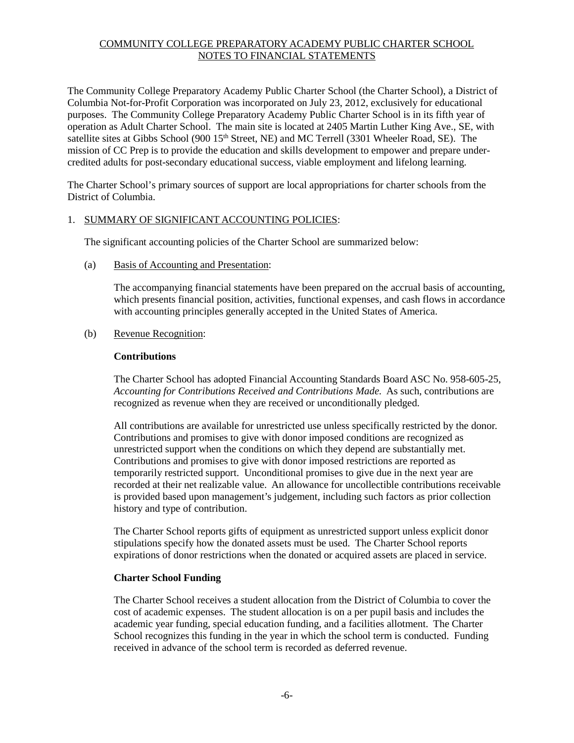COMMUNITY COLLEGE PREPARATORY ACADEMY PUBLIC CHARTER SCHOOL
NOTES TO FINANCIAL STATEMENTS

The Community College Preparatory Academy Public Charter School (the Charter School), a District of Columbia Not-for-Profit Corporation was incorporated on July 23, 2012, exclusively for educational purposes. The Community College Preparatory Academy Public Charter School is in its fifth year of operation as Adult Charter School. The main site is located at 2405 Martin Luther King Ave., SE, with satellite sites at Gibbs School (900 15th Street, NE) and MC Terrell (3301 Wheeler Road, SE). The mission of CC Prep is to provide the education and skills development to empower and prepare under-credited adults for post-secondary educational success, viable employment and lifelong learning.

The Charter School's primary sources of support are local appropriations for charter schools from the District of Columbia.

1. SUMMARY OF SIGNIFICANT ACCOUNTING POLICIES:

   The significant accounting policies of the Charter School are summarized below:

   (a) Basis of Accounting and Presentation:

   The accompanying financial statements have been prepared on the accrual basis of accounting, which presents financial position, activities, functional expenses, and cash flows in accordance with accounting principles generally accepted in the United States of America.

   (b) Revenue Recognition:

   **Contributions**

   The Charter School has adopted Financial Accounting Standards Board ASC No. 958-605-25, *Accounting for Contributions Received and Contributions Made.* As such, contributions are recognized as revenue when they are received or unconditionally pledged.

   All contributions are available for unrestricted use unless specifically restricted by the donor. Contributions and promises to give with donor imposed conditions are recognized as unrestricted support when the conditions on which they depend are substantially met. Contributions and promises to give with donor imposed restrictions are reported as temporarily restricted support. Unconditional promises to give due in the next year are recorded at their net realizable value. An allowance for uncollectible contributions receivable is provided based upon management's judgement, including such factors as prior collection history and type of contribution.

   The Charter School reports gifts of equipment as unrestricted support unless explicit donor stipulations specify how the donated assets must be used. The Charter School reports expirations of donor restrictions when the donated or acquired assets are placed in service.

   **Charter School Funding**

   The Charter School receives a student allocation from the District of Columbia to cover the cost of academic expenses. The student allocation is on a per pupil basis and includes the academic year funding, special education funding, and a facilities allotment. The Charter School recognizes this funding in the year in which the school term is conducted. Funding received in advance of the school term is recorded as deferred revenue.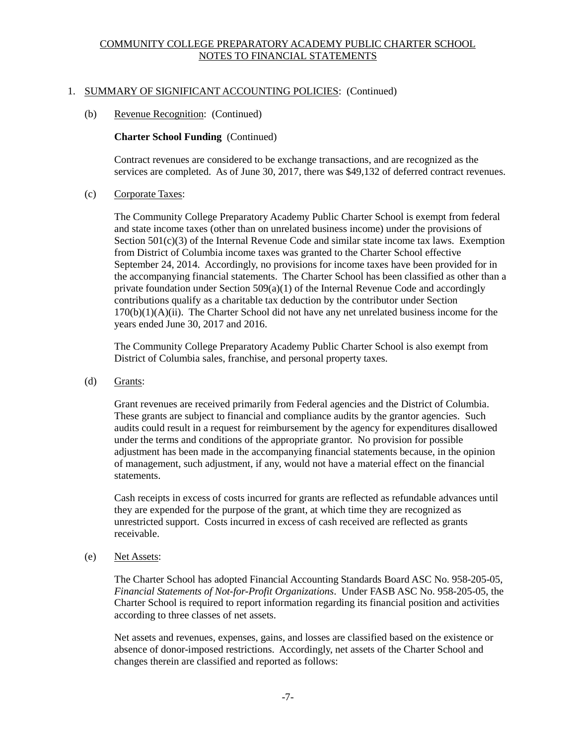COMMUNITY COLLEGE PREPARATORY ACADEMY PUBLIC CHARTER SCHOOL
NOTES TO FINANCIAL STATEMENTS

1. SUMMARY OF SIGNIFICANT ACCOUNTING POLICIES: (Continued)

   (b) Revenue Recognition: (Continued)

   **Charter School Funding** (Continued)

   Contract revenues are considered to be exchange transactions, and are recognized as the services are completed. As of June 30, 2017, there was $49,132 of deferred contract revenues.

   (c) Corporate Taxes:

   The Community College Preparatory Academy Public Charter School is exempt from federal and state income taxes (other than on unrelated business income) under the provisions of Section 501(c)(3) of the Internal Revenue Code and similar state income tax laws. Exemption from District of Columbia income taxes was granted to the Charter School effective September 24, 2014. Accordingly, no provisions for income taxes have been provided for in the accompanying financial statements. The Charter School has been classified as other than a private foundation under Section 509(a)(1) of the Internal Revenue Code and accordingly contributions qualify as a charitable tax deduction by the contributor under Section 170(b)(1)(A)(ii). The Charter School did not have any net unrelated business income for the years ended June 30, 2017 and 2016.

   The Community College Preparatory Academy Public Charter School is also exempt from District of Columbia sales, franchise, and personal property taxes.

   (d) Grants:

   Grant revenues are received primarily from Federal agencies and the District of Columbia. These grants are subject to financial and compliance audits by the grantor agencies. Such audits could result in a request for reimbursement by the agency for expenditures disallowed under the terms and conditions of the appropriate grantor. No provision for possible adjustment has been made in the accompanying financial statements because, in the opinion of management, such adjustment, if any, would not have a material effect on the financial statements.

   Cash receipts in excess of costs incurred for grants are reflected as refundable advances until they are expended for the purpose of the grant, at which time they are recognized as unrestricted support. Costs incurred in excess of cash received are reflected as grants receivable.

   (e) Net Assets:

   The Charter School has adopted Financial Accounting Standards Board ASC No. 958-205-05, *Financial Statements of Not-for-Profit Organizations*. Under FASB ASC No. 958-205-05, the Charter School is required to report information regarding its financial position and activities according to three classes of net assets.

   Net assets and revenues, expenses, gains, and losses are classified based on the existence or absence of donor-imposed restrictions. Accordingly, net assets of the Charter School and changes therein are classified and reported as follows: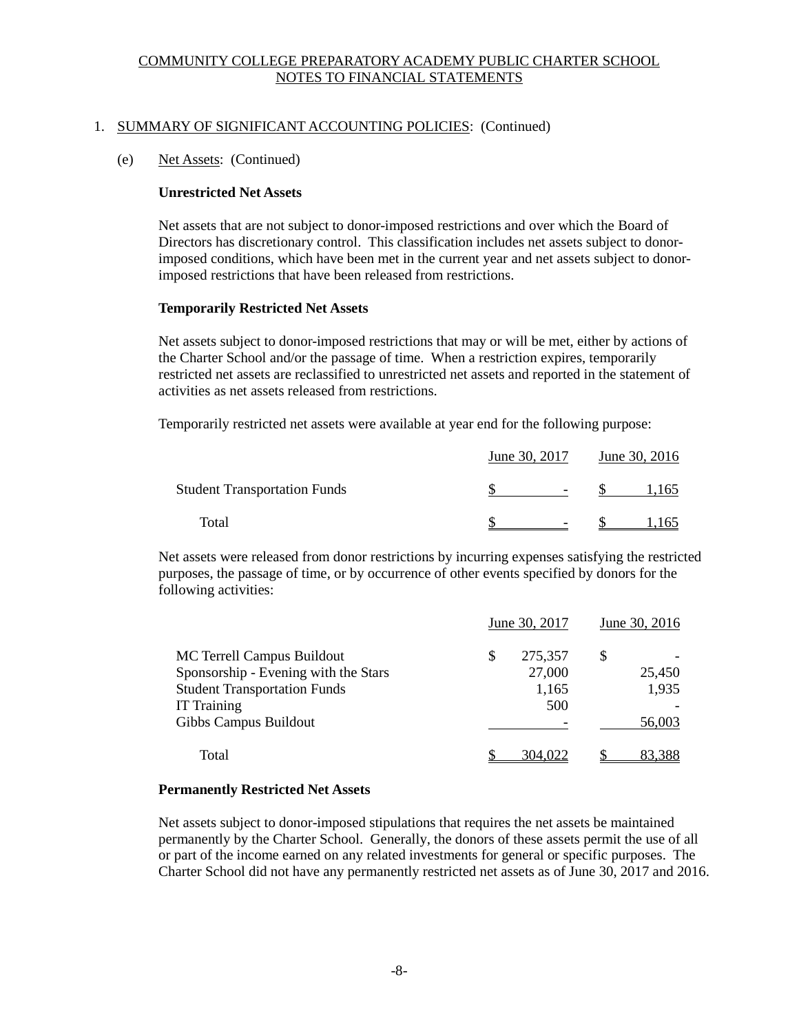COMMUNITY COLLEGE PREPARATORY ACADEMY PUBLIC CHARTER SCHOOL
NOTES TO FINANCIAL STATEMENTS

1. SUMMARY OF SIGNIFICANT ACCOUNTING POLICIES: (Continued)

(e) Net Assets: (Continued)

**Unrestricted Net Assets**

Net assets that are not subject to donor-imposed restrictions and over which the Board of Directors has discretionary control. This classification includes net assets subject to donor-imposed conditions, which have been met in the current year and net assets subject to donor-imposed restrictions that have been released from restrictions.

**Temporarily Restricted Net Assets**

Net assets subject to donor-imposed restrictions that may or will be met, either by actions of the Charter School and/or the passage of time. When a restriction expires, temporarily restricted net assets are reclassified to unrestricted net assets and reported in the statement of activities as net assets released from restrictions.

Temporarily restricted net assets were available at year end for the following purpose:

| | June 30, 2017 | June 30, 2016 |
|---|---|---|
| Student Transportation Funds | $ - | $ 1,165 |
| Total | $ - | $ 1,165 |

Net assets were released from donor restrictions by incurring expenses satisfying the restricted purposes, the passage of time, or by occurrence of other events specified by donors for the following activities:

| | June 30, 2017 | June 30, 2016 |
|---|---|---|
| MC Terrell Campus Buildout | $ 275,357 | $ - |
| Sponsorship - Evening with the Stars | 27,000 | 25,450 |
| Student Transportation Funds | 1,165 | 1,935 |
| IT Training | 500 | - |
| Gibbs Campus Buildout | - | 56,003 |
| Total | $ 304,022 | $ 83,388 |

**Permanently Restricted Net Assets**

Net assets subject to donor-imposed stipulations that requires the net assets be maintained permanently by the Charter School. Generally, the donors of these assets permit the use of all or part of the income earned on any related investments for general or specific purposes. The Charter School did not have any permanently restricted net assets as of June 30, 2017 and 2016.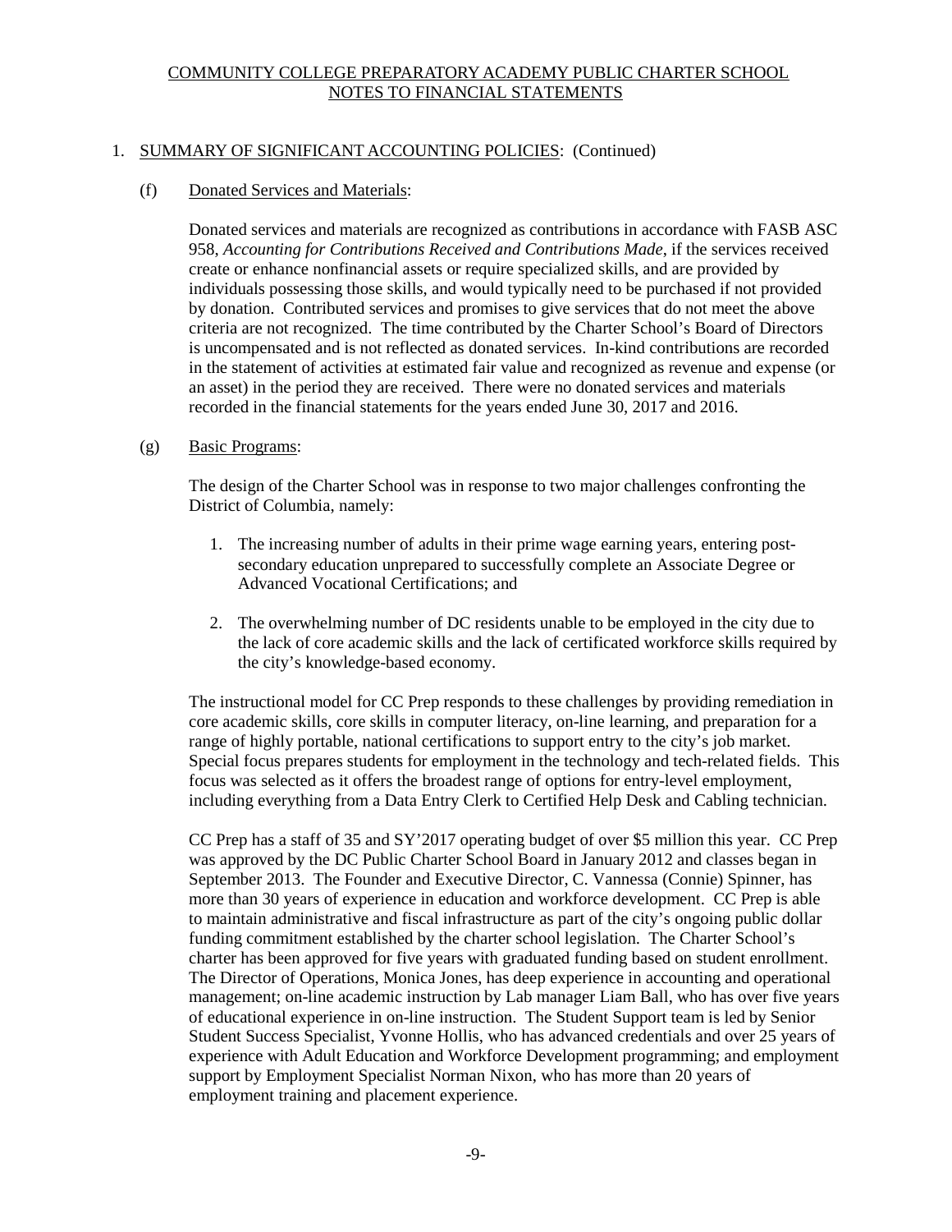COMMUNITY COLLEGE PREPARATORY ACADEMY PUBLIC CHARTER SCHOOL
NOTES TO FINANCIAL STATEMENTS

1. SUMMARY OF SIGNIFICANT ACCOUNTING POLICIES: (Continued)

   (f) Donated Services and Materials:

   Donated services and materials are recognized as contributions in accordance with FASB ASC 958, *Accounting for Contributions Received and Contributions Made*, if the services received create or enhance nonfinancial assets or require specialized skills, and are provided by individuals possessing those skills, and would typically need to be purchased if not provided by donation. Contributed services and promises to give services that do not meet the above criteria are not recognized. The time contributed by the Charter School's Board of Directors is uncompensated and is not reflected as donated services. In-kind contributions are recorded in the statement of activities at estimated fair value and recognized as revenue and expense (or an asset) in the period they are received. There were no donated services and materials recorded in the financial statements for the years ended June 30, 2017 and 2016.

   (g) Basic Programs:

   The design of the Charter School was in response to two major challenges confronting the District of Columbia, namely:

   1. The increasing number of adults in their prime wage earning years, entering post-secondary education unprepared to successfully complete an Associate Degree or Advanced Vocational Certifications; and

   2. The overwhelming number of DC residents unable to be employed in the city due to the lack of core academic skills and the lack of certificated workforce skills required by the city's knowledge-based economy.

   The instructional model for CC Prep responds to these challenges by providing remediation in core academic skills, core skills in computer literacy, on-line learning, and preparation for a range of highly portable, national certifications to support entry to the city's job market. Special focus prepares students for employment in the technology and tech-related fields. This focus was selected as it offers the broadest range of options for entry-level employment, including everything from a Data Entry Clerk to Certified Help Desk and Cabling technician.

   CC Prep has a staff of 35 and SY'2017 operating budget of over $5 million this year. CC Prep was approved by the DC Public Charter School Board in January 2012 and classes began in September 2013. The Founder and Executive Director, C. Vannessa (Connie) Spinner, has more than 30 years of experience in education and workforce development. CC Prep is able to maintain administrative and fiscal infrastructure as part of the city's ongoing public dollar funding commitment established by the charter school legislation. The Charter School's charter has been approved for five years with graduated funding based on student enrollment. The Director of Operations, Monica Jones, has deep experience in accounting and operational management; on-line academic instruction by Lab manager Liam Ball, who has over five years of educational experience in on-line instruction. The Student Support team is led by Senior Student Success Specialist, Yvonne Hollis, who has advanced credentials and over 25 years of experience with Adult Education and Workforce Development programming; and employment support by Employment Specialist Norman Nixon, who has more than 20 years of employment training and placement experience.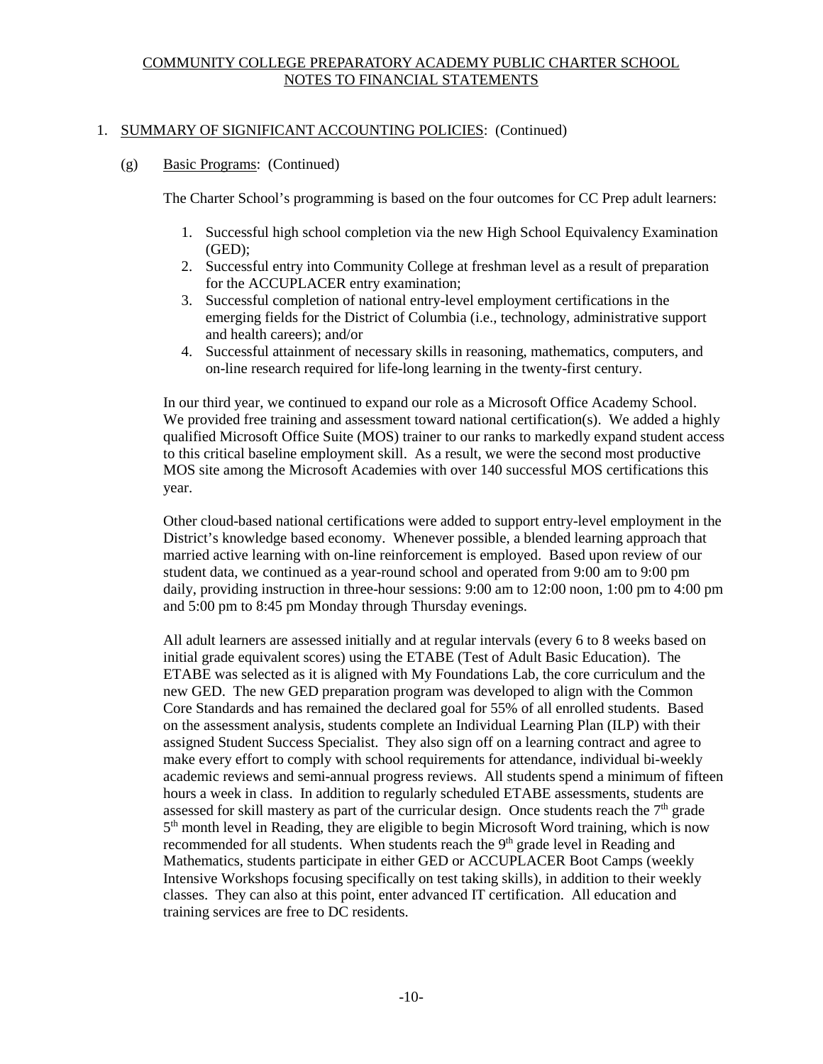## 1. SUMMARY OF SIGNIFICANT ACCOUNTING POLICIES: (Continued)

### (g) Basic Programs: (Continued)

The Charter School's programming is based on the four outcomes for CC Prep adult learners:

1. Successful high school completion via the new High School Equivalency Examination (GED);
2. Successful entry into Community College at freshman level as a result of preparation for the ACCUPLACER entry examination;
3. Successful completion of national entry-level employment certifications in the emerging fields for the District of Columbia (i.e., technology, administrative support and health careers); and/or
4. Successful attainment of necessary skills in reasoning, mathematics, computers, and on-line research required for life-long learning in the twenty-first century.

In our third year, we continued to expand our role as a Microsoft Office Academy School. We provided free training and assessment toward national certification(s). We added a highly qualified Microsoft Office Suite (MOS) trainer to our ranks to markedly expand student access to this critical baseline employment skill. As a result, we were the second most productive MOS site among the Microsoft Academies with over 140 successful MOS certifications this year.

Other cloud-based national certifications were added to support entry-level employment in the District's knowledge based economy. Whenever possible, a blended learning approach that married active learning with on-line reinforcement is employed. Based upon review of our student data, we continued as a year-round school and operated from 9:00 am to 9:00 pm daily, providing instruction in three-hour sessions: 9:00 am to 12:00 noon, 1:00 pm to 4:00 pm and 5:00 pm to 8:45 pm Monday through Thursday evenings.

All adult learners are assessed initially and at regular intervals (every 6 to 8 weeks based on initial grade equivalent scores) using the ETABE (Test of Adult Basic Education). The ETABE was selected as it is aligned with My Foundations Lab, the core curriculum and the new GED. The new GED preparation program was developed to align with the Common Core Standards and has remained the declared goal for 55% of all enrolled students. Based on the assessment analysis, students complete an Individual Learning Plan (ILP) with their assigned Student Success Specialist. They also sign off on a learning contract and agree to make every effort to comply with school requirements for attendance, individual bi-weekly academic reviews and semi-annual progress reviews. All students spend a minimum of fifteen hours a week in class. In addition to regularly scheduled ETABE assessments, students are assessed for skill mastery as part of the curricular design. Once students reach the 7th grade 5th month level in Reading, they are eligible to begin Microsoft Word training, which is now recommended for all students. When students reach the 9th grade level in Reading and Mathematics, students participate in either GED or ACCUPLACER Boot Camps (weekly Intensive Workshops focusing specifically on test taking skills), in addition to their weekly classes. They can also at this point, enter advanced IT certification. All education and training services are free to DC residents.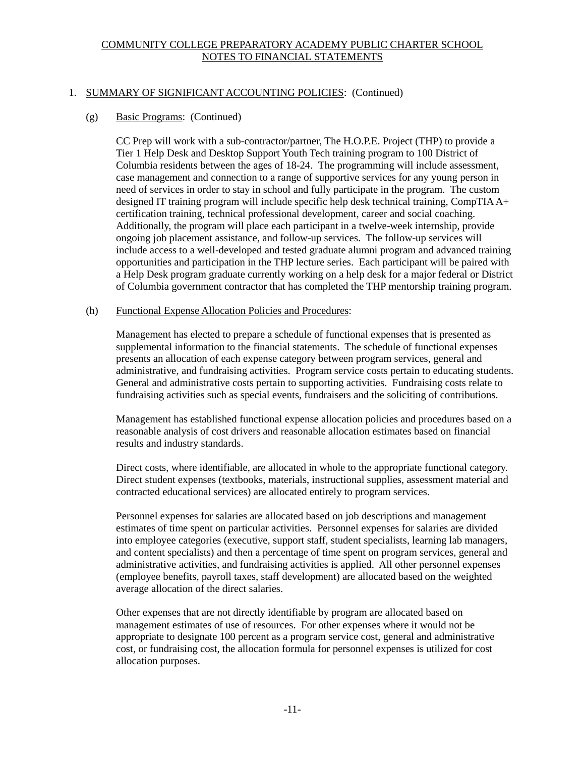COMMUNITY COLLEGE PREPARATORY ACADEMY PUBLIC CHARTER SCHOOL
NOTES TO FINANCIAL STATEMENTS

1. SUMMARY OF SIGNIFICANT ACCOUNTING POLICIES: (Continued)

(g) Basic Programs: (Continued)

CC Prep will work with a sub-contractor/partner, The H.O.P.E. Project (THP) to provide a Tier 1 Help Desk and Desktop Support Youth Tech training program to 100 District of Columbia residents between the ages of 18-24. The programming will include assessment, case management and connection to a range of supportive services for any young person in need of services in order to stay in school and fully participate in the program. The custom designed IT training program will include specific help desk technical training, CompTIA A+ certification training, technical professional development, career and social coaching. Additionally, the program will place each participant in a twelve-week internship, provide ongoing job placement assistance, and follow-up services. The follow-up services will include access to a well-developed and tested graduate alumni program and advanced training opportunities and participation in the THP lecture series. Each participant will be paired with a Help Desk program graduate currently working on a help desk for a major federal or District of Columbia government contractor that has completed the THP mentorship training program.

(h) Functional Expense Allocation Policies and Procedures:

Management has elected to prepare a schedule of functional expenses that is presented as supplemental information to the financial statements. The schedule of functional expenses presents an allocation of each expense category between program services, general and administrative, and fundraising activities. Program service costs pertain to educating students. General and administrative costs pertain to supporting activities. Fundraising costs relate to fundraising activities such as special events, fundraisers and the soliciting of contributions.

Management has established functional expense allocation policies and procedures based on a reasonable analysis of cost drivers and reasonable allocation estimates based on financial results and industry standards.

Direct costs, where identifiable, are allocated in whole to the appropriate functional category. Direct student expenses (textbooks, materials, instructional supplies, assessment material and contracted educational services) are allocated entirely to program services.

Personnel expenses for salaries are allocated based on job descriptions and management estimates of time spent on particular activities. Personnel expenses for salaries are divided into employee categories (executive, support staff, student specialists, learning lab managers, and content specialists) and then a percentage of time spent on program services, general and administrative activities, and fundraising activities is applied. All other personnel expenses (employee benefits, payroll taxes, staff development) are allocated based on the weighted average allocation of the direct salaries.

Other expenses that are not directly identifiable by program are allocated based on management estimates of use of resources. For other expenses where it would not be appropriate to designate 100 percent as a program service cost, general and administrative cost, or fundraising cost, the allocation formula for personnel expenses is utilized for cost allocation purposes.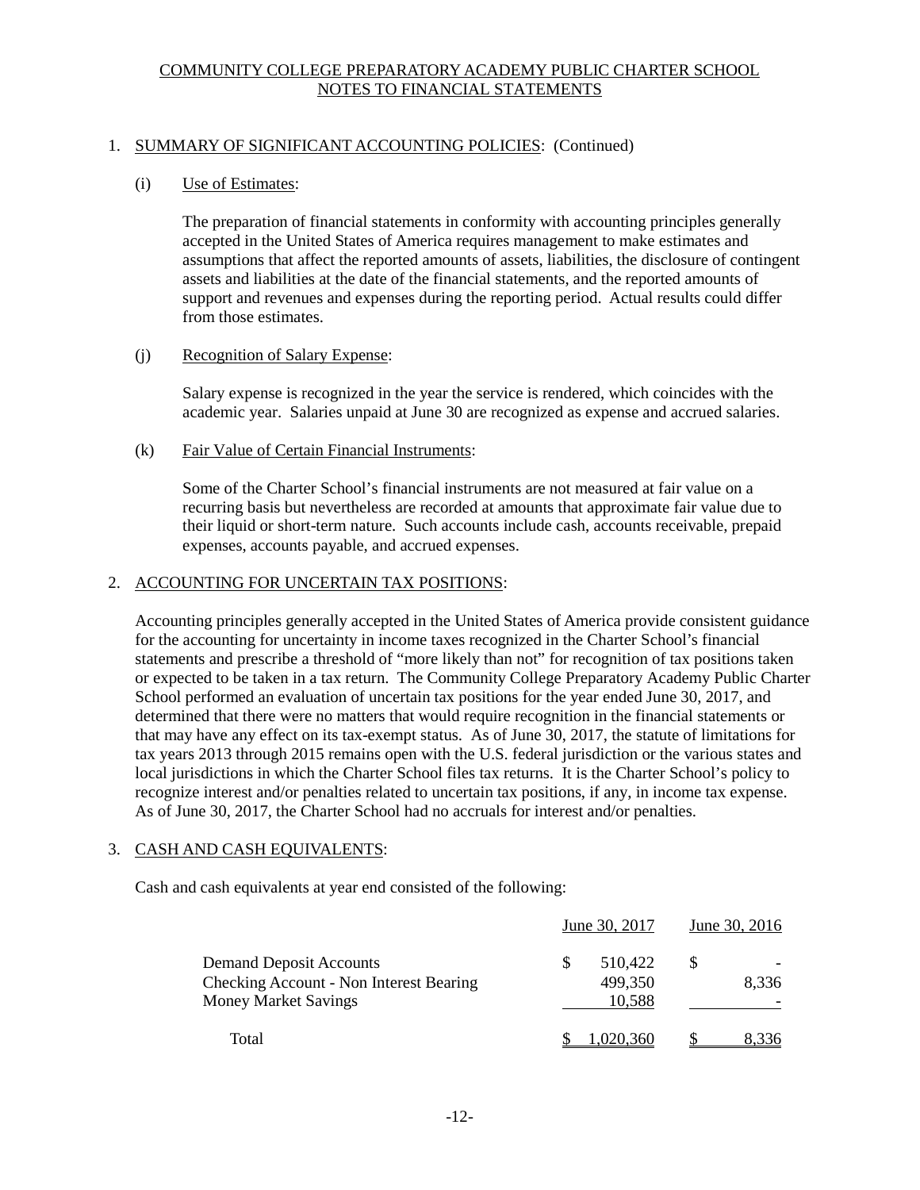COMMUNITY COLLEGE PREPARATORY ACADEMY PUBLIC CHARTER SCHOOL
NOTES TO FINANCIAL STATEMENTS

## 1. SUMMARY OF SIGNIFICANT ACCOUNTING POLICIES: (Continued)

### (i) Use of Estimates:

The preparation of financial statements in conformity with accounting principles generally accepted in the United States of America requires management to make estimates and assumptions that affect the reported amounts of assets, liabilities, the disclosure of contingent assets and liabilities at the date of the financial statements, and the reported amounts of support and revenues and expenses during the reporting period. Actual results could differ from those estimates.

### (j) Recognition of Salary Expense:

Salary expense is recognized in the year the service is rendered, which coincides with the academic year. Salaries unpaid at June 30 are recognized as expense and accrued salaries.

### (k) Fair Value of Certain Financial Instruments:

Some of the Charter School's financial instruments are not measured at fair value on a recurring basis but nevertheless are recorded at amounts that approximate fair value due to their liquid or short-term nature. Such accounts include cash, accounts receivable, prepaid expenses, accounts payable, and accrued expenses.

## 2. ACCOUNTING FOR UNCERTAIN TAX POSITIONS:

Accounting principles generally accepted in the United States of America provide consistent guidance for the accounting for uncertainty in income taxes recognized in the Charter School's financial statements and prescribe a threshold of "more likely than not" for recognition of tax positions taken or expected to be taken in a tax return. The Community College Preparatory Academy Public Charter School performed an evaluation of uncertain tax positions for the year ended June 30, 2017, and determined that there were no matters that would require recognition in the financial statements or that may have any effect on its tax-exempt status. As of June 30, 2017, the statute of limitations for tax years 2013 through 2015 remains open with the U.S. federal jurisdiction or the various states and local jurisdictions in which the Charter School files tax returns. It is the Charter School's policy to recognize interest and/or penalties related to uncertain tax positions, if any, in income tax expense. As of June 30, 2017, the Charter School had no accruals for interest and/or penalties.

## 3. CASH AND CASH EQUIVALENTS:

Cash and cash equivalents at year end consisted of the following:

| | June 30, 2017 | June 30, 2016 |
|---|---|---|
| Demand Deposit Accounts | $ 510,422 | $ - |
| Checking Account - Non Interest Bearing | 499,350 | 8,336 |
| Money Market Savings | 10,588 | - |
| Total | $ 1,020,360 | $ 8,336 |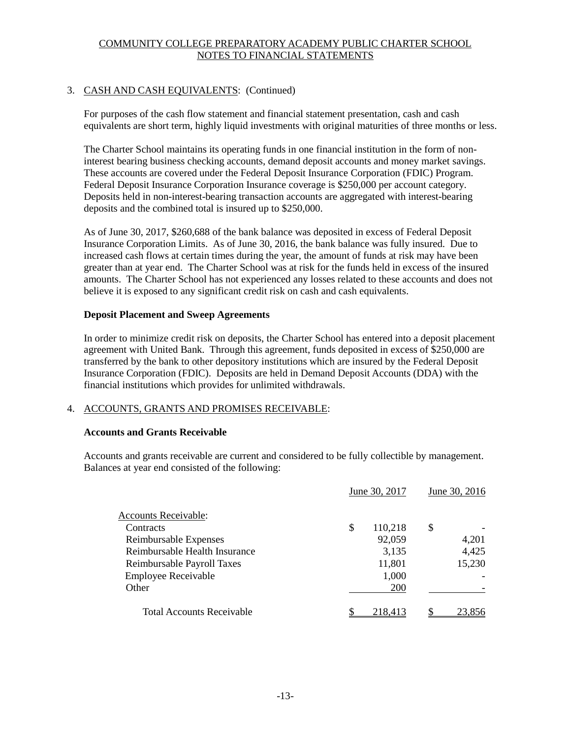COMMUNITY COLLEGE PREPARATORY ACADEMY PUBLIC CHARTER SCHOOL
NOTES TO FINANCIAL STATEMENTS

3. CASH AND CASH EQUIVALENTS: (Continued)

For purposes of the cash flow statement and financial statement presentation, cash and cash equivalents are short term, highly liquid investments with original maturities of three months or less.

The Charter School maintains its operating funds in one financial institution in the form of non-interest bearing business checking accounts, demand deposit accounts and money market savings. These accounts are covered under the Federal Deposit Insurance Corporation (FDIC) Program. Federal Deposit Insurance Corporation Insurance coverage is \$250,000 per account category. Deposits held in non-interest-bearing transaction accounts are aggregated with interest-bearing deposits and the combined total is insured up to \$250,000.

As of June 30, 2017, \$260,688 of the bank balance was deposited in excess of Federal Deposit Insurance Corporation Limits. As of June 30, 2016, the bank balance was fully insured. Due to increased cash flows at certain times during the year, the amount of funds at risk may have been greater than at year end. The Charter School was at risk for the funds held in excess of the insured amounts. The Charter School has not experienced any losses related to these accounts and does not believe it is exposed to any significant credit risk on cash and cash equivalents.

**Deposit Placement and Sweep Agreements**

In order to minimize credit risk on deposits, the Charter School has entered into a deposit placement agreement with United Bank. Through this agreement, funds deposited in excess of \$250,000 are transferred by the bank to other depository institutions which are insured by the Federal Deposit Insurance Corporation (FDIC). Deposits are held in Demand Deposit Accounts (DDA) with the financial institutions which provides for unlimited withdrawals.

4. ACCOUNTS, GRANTS AND PROMISES RECEIVABLE:

**Accounts and Grants Receivable**

Accounts and grants receivable are current and considered to be fully collectible by management. Balances at year end consisted of the following:

| | June 30, 2017 | June 30, 2016 |
|---|---|---|
| Accounts Receivable: | | |
| Contracts | \$ 110,218 | \$ - |
| Reimbursable Expenses | 92,059 | 4,201 |
| Reimbursable Health Insurance | 3,135 | 4,425 |
| Reimbursable Payroll Taxes | 11,801 | 15,230 |
| Employee Receivable | 1,000 | - |
| Other | 200 | - |
| Total Accounts Receivable | \$ 218,413 | \$ 23,856 |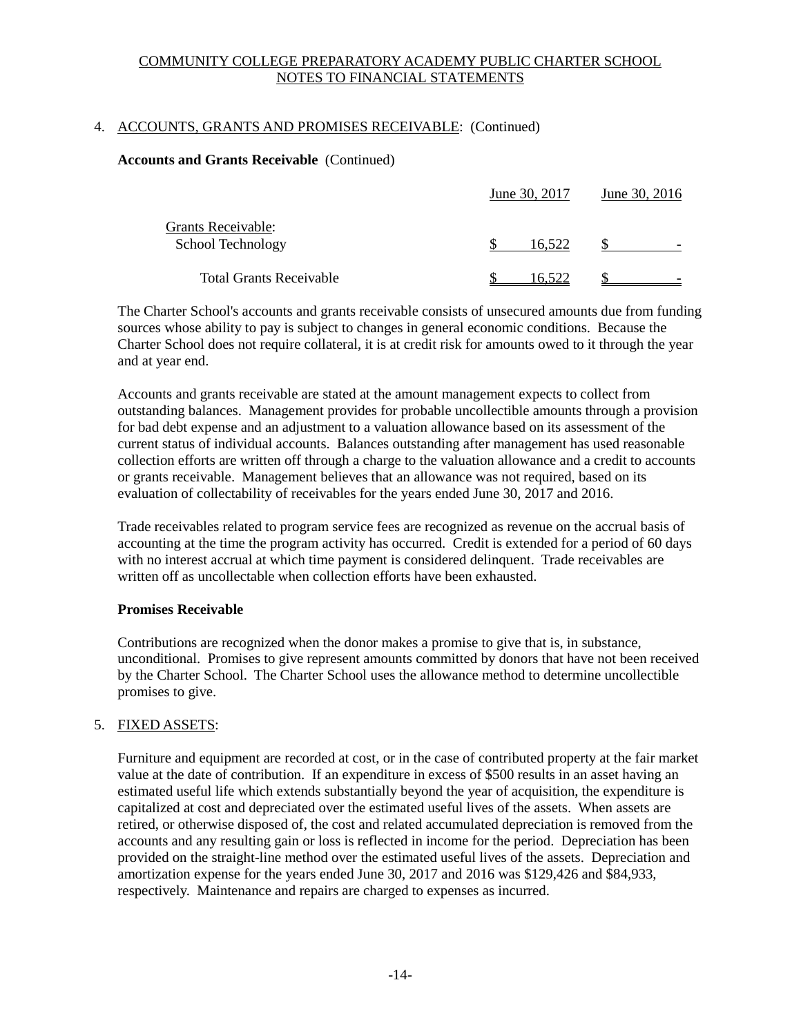COMMUNITY COLLEGE PREPARATORY ACADEMY PUBLIC CHARTER SCHOOL
NOTES TO FINANCIAL STATEMENTS

4. ACCOUNTS, GRANTS AND PROMISES RECEIVABLE: (Continued)

**Accounts and Grants Receivable** (Continued)

| | June 30, 2017 | June 30, 2016 |
|---|---|---|
| Grants Receivable: | | |
| School Technology | $ 16,522 | $ - |
| Total Grants Receivable | $ 16,522 | $ - |

The Charter School's accounts and grants receivable consists of unsecured amounts due from funding sources whose ability to pay is subject to changes in general economic conditions. Because the Charter School does not require collateral, it is at credit risk for amounts owed to it through the year and at year end.

Accounts and grants receivable are stated at the amount management expects to collect from outstanding balances. Management provides for probable uncollectible amounts through a provision for bad debt expense and an adjustment to a valuation allowance based on its assessment of the current status of individual accounts. Balances outstanding after management has used reasonable collection efforts are written off through a charge to the valuation allowance and a credit to accounts or grants receivable. Management believes that an allowance was not required, based on its evaluation of collectability of receivables for the years ended June 30, 2017 and 2016.

Trade receivables related to program service fees are recognized as revenue on the accrual basis of accounting at the time the program activity has occurred. Credit is extended for a period of 60 days with no interest accrual at which time payment is considered delinquent. Trade receivables are written off as uncollectable when collection efforts have been exhausted.

**Promises Receivable**

Contributions are recognized when the donor makes a promise to give that is, in substance, unconditional. Promises to give represent amounts committed by donors that have not been received by the Charter School. The Charter School uses the allowance method to determine uncollectible promises to give.

5. FIXED ASSETS:

Furniture and equipment are recorded at cost, or in the case of contributed property at the fair market value at the date of contribution. If an expenditure in excess of $500 results in an asset having an estimated useful life which extends substantially beyond the year of acquisition, the expenditure is capitalized at cost and depreciated over the estimated useful lives of the assets. When assets are retired, or otherwise disposed of, the cost and related accumulated depreciation is removed from the accounts and any resulting gain or loss is reflected in income for the period. Depreciation has been provided on the straight-line method over the estimated useful lives of the assets. Depreciation and amortization expense for the years ended June 30, 2017 and 2016 was $129,426 and $84,933, respectively. Maintenance and repairs are charged to expenses as incurred.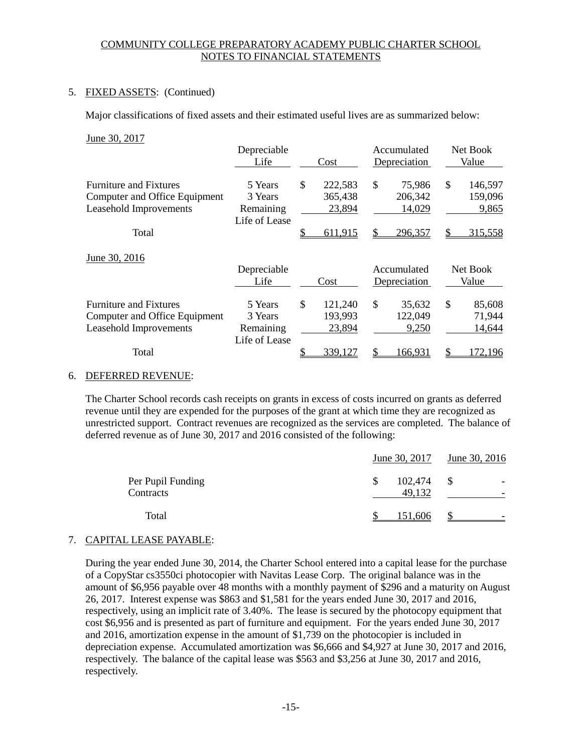COMMUNITY COLLEGE PREPARATORY ACADEMY PUBLIC CHARTER SCHOOL
NOTES TO FINANCIAL STATEMENTS

5. FIXED ASSETS: (Continued)

Major classifications of fixed assets and their estimated useful lives are as summarized below:

June 30, 2017

| | Depreciable Life | Cost | Accumulated Depreciation | Net Book Value |
|---|---|---|---|---|
| Furniture and Fixtures | 5 Years | $ 222,583 | $ 75,986 | $ 146,597 |
| Computer and Office Equipment | 3 Years | 365,438 | 206,342 | 159,096 |
| Leasehold Improvements | Remaining Life of Lease | 23,894 | 14,029 | 9,865 |
| Total | | $ 611,915 | $ 296,357 | $ 315,558 |

June 30, 2016

| | Depreciable Life | Cost | Accumulated Depreciation | Net Book Value |
|---|---|---|---|---|
| Furniture and Fixtures | 5 Years | $ 121,240 | $ 35,632 | $ 85,608 |
| Computer and Office Equipment | 3 Years | 193,993 | 122,049 | 71,944 |
| Leasehold Improvements | Remaining Life of Lease | 23,894 | 9,250 | 14,644 |
| Total | | $ 339,127 | $ 166,931 | $ 172,196 |

6. DEFERRED REVENUE:

The Charter School records cash receipts on grants in excess of costs incurred on grants as deferred revenue until they are expended for the purposes of the grant at which time they are recognized as unrestricted support. Contract revenues are recognized as the services are completed. The balance of deferred revenue as of June 30, 2017 and 2016 consisted of the following:

| | June 30, 2017 | June 30, 2016 |
|---|---|---|
| Per Pupil Funding | $ 102,474 | $ - |
| Contracts | 49,132 | - |
| Total | $ 151,606 | $ - |

7. CAPITAL LEASE PAYABLE:

During the year ended June 30, 2014, the Charter School entered into a capital lease for the purchase of a CopyStar cs3550ci photocopier with Navitas Lease Corp. The original balance was in the amount of $6,956 payable over 48 months with a monthly payment of $296 and a maturity on August 26, 2017. Interest expense was $863 and $1,581 for the years ended June 30, 2017 and 2016, respectively, using an implicit rate of 3.40%. The lease is secured by the photocopy equipment that cost $6,956 and is presented as part of furniture and equipment. For the years ended June 30, 2017 and 2016, amortization expense in the amount of $1,739 on the photocopier is included in depreciation expense. Accumulated amortization was $6,666 and $4,927 at June 30, 2017 and 2016, respectively. The balance of the capital lease was $563 and $3,256 at June 30, 2017 and 2016, respectively.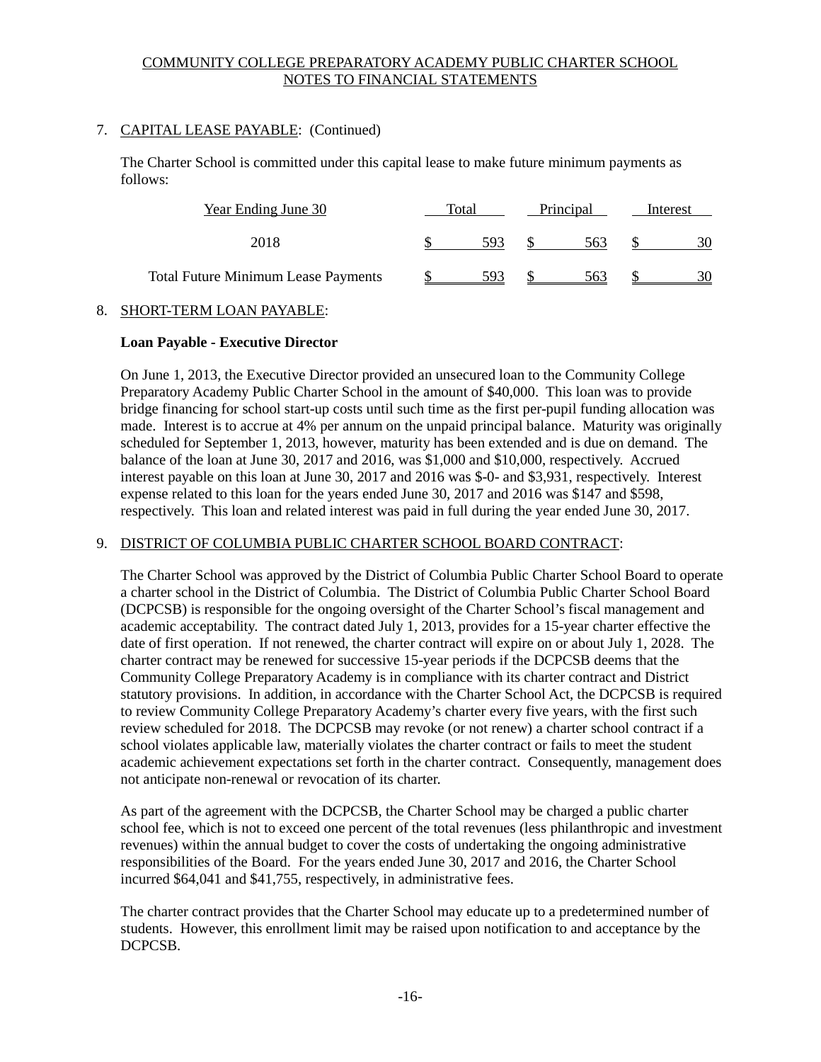COMMUNITY COLLEGE PREPARATORY ACADEMY PUBLIC CHARTER SCHOOL
NOTES TO FINANCIAL STATEMENTS

7. CAPITAL LEASE PAYABLE: (Continued)

The Charter School is committed under this capital lease to make future minimum payments as follows:

| Year Ending June 30 | Total | Principal | Interest |
|---|---|---|---|
| 2018 | $ 593 | $ 563 | $ 30 |
| Total Future Minimum Lease Payments | $ 593 | $ 563 | $ 30 |

8. SHORT-TERM LOAN PAYABLE:

**Loan Payable - Executive Director**

On June 1, 2013, the Executive Director provided an unsecured loan to the Community College Preparatory Academy Public Charter School in the amount of $40,000. This loan was to provide bridge financing for school start-up costs until such time as the first per-pupil funding allocation was made. Interest is to accrue at 4% per annum on the unpaid principal balance. Maturity was originally scheduled for September 1, 2013, however, maturity has been extended and is due on demand. The balance of the loan at June 30, 2017 and 2016, was $1,000 and $10,000, respectively. Accrued interest payable on this loan at June 30, 2017 and 2016 was $-0- and $3,931, respectively. Interest expense related to this loan for the years ended June 30, 2017 and 2016 was $147 and $598, respectively. This loan and related interest was paid in full during the year ended June 30, 2017.

9. DISTRICT OF COLUMBIA PUBLIC CHARTER SCHOOL BOARD CONTRACT:

The Charter School was approved by the District of Columbia Public Charter School Board to operate a charter school in the District of Columbia. The District of Columbia Public Charter School Board (DCPCSB) is responsible for the ongoing oversight of the Charter School's fiscal management and academic acceptability. The contract dated July 1, 2013, provides for a 15-year charter effective the date of first operation. If not renewed, the charter contract will expire on or about July 1, 2028. The charter contract may be renewed for successive 15-year periods if the DCPCSB deems that the Community College Preparatory Academy is in compliance with its charter contract and District statutory provisions. In addition, in accordance with the Charter School Act, the DCPCSB is required to review Community College Preparatory Academy's charter every five years, with the first such review scheduled for 2018. The DCPCSB may revoke (or not renew) a charter school contract if a school violates applicable law, materially violates the charter contract or fails to meet the student academic achievement expectations set forth in the charter contract. Consequently, management does not anticipate non-renewal or revocation of its charter.

As part of the agreement with the DCPCSB, the Charter School may be charged a public charter school fee, which is not to exceed one percent of the total revenues (less philanthropic and investment revenues) within the annual budget to cover the costs of undertaking the ongoing administrative responsibilities of the Board. For the years ended June 30, 2017 and 2016, the Charter School incurred $64,041 and $41,755, respectively, in administrative fees.

The charter contract provides that the Charter School may educate up to a predetermined number of students. However, this enrollment limit may be raised upon notification to and acceptance by the DCPCSB.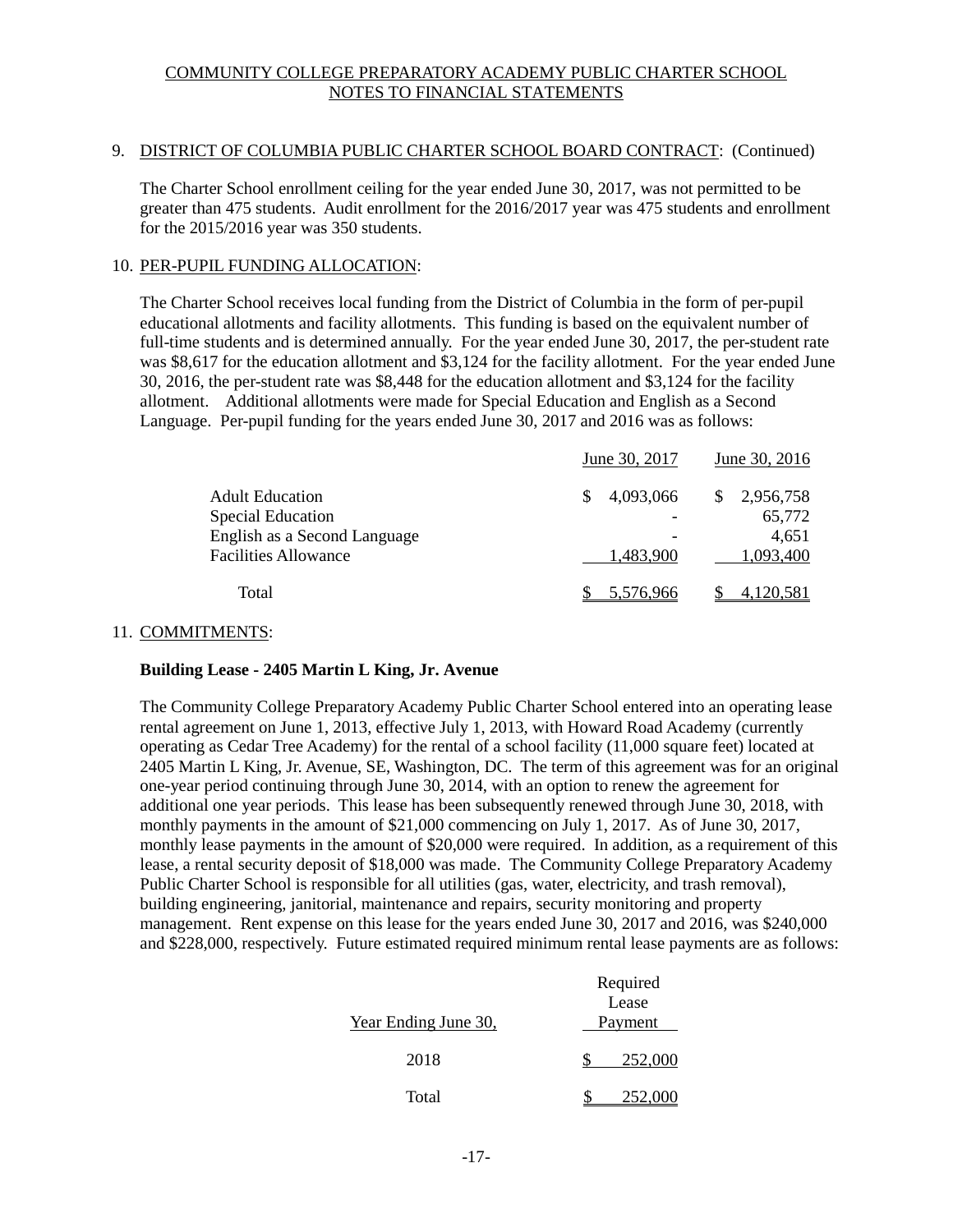## 9. DISTRICT OF COLUMBIA PUBLIC CHARTER SCHOOL BOARD CONTRACT: (Continued)

The Charter School enrollment ceiling for the year ended June 30, 2017, was not permitted to be greater than 475 students. Audit enrollment for the 2016/2017 year was 475 students and enrollment for the 2015/2016 year was 350 students.

## 10. PER-PUPIL FUNDING ALLOCATION:

The Charter School receives local funding from the District of Columbia in the form of per-pupil educational allotments and facility allotments. This funding is based on the equivalent number of full-time students and is determined annually. For the year ended June 30, 2017, the per-student rate was $8,617 for the education allotment and $3,124 for the facility allotment. For the year ended June 30, 2016, the per-student rate was $8,448 for the education allotment and $3,124 for the facility allotment. Additional allotments were made for Special Education and English as a Second Language. Per-pupil funding for the years ended June 30, 2017 and 2016 was as follows:

| | June 30, 2017 | June 30, 2016 |
|---|---|---|
| Adult Education | $ 4,093,066 | $ 2,956,758 |
| Special Education | - | 65,772 |
| English as a Second Language | - | 4,651 |
| Facilities Allowance | 1,483,900 | 1,093,400 |
| Total | $ 5,576,966 | $ 4,120,581 |

## 11. COMMITMENTS:

**Building Lease - 2405 Martin L King, Jr. Avenue**

The Community College Preparatory Academy Public Charter School entered into an operating lease rental agreement on June 1, 2013, effective July 1, 2013, with Howard Road Academy (currently operating as Cedar Tree Academy) for the rental of a school facility (11,000 square feet) located at 2405 Martin L King, Jr. Avenue, SE, Washington, DC. The term of this agreement was for an original one-year period continuing through June 30, 2014, with an option to renew the agreement for additional one year periods. This lease has been subsequently renewed through June 30, 2018, with monthly payments in the amount of $21,000 commencing on July 1, 2017. As of June 30, 2017, monthly lease payments in the amount of $20,000 were required. In addition, as a requirement of this lease, a rental security deposit of $18,000 was made. The Community College Preparatory Academy Public Charter School is responsible for all utilities (gas, water, electricity, and trash removal), building engineering, janitorial, maintenance and repairs, security monitoring and property management. Rent expense on this lease for the years ended June 30, 2017 and 2016, was $240,000 and $228,000, respectively. Future estimated required minimum rental lease payments are as follows:

| Year Ending June 30, | Required Lease Payment |
|---|---|
| 2018 | $ 252,000 |
| Total | $ 252,000 |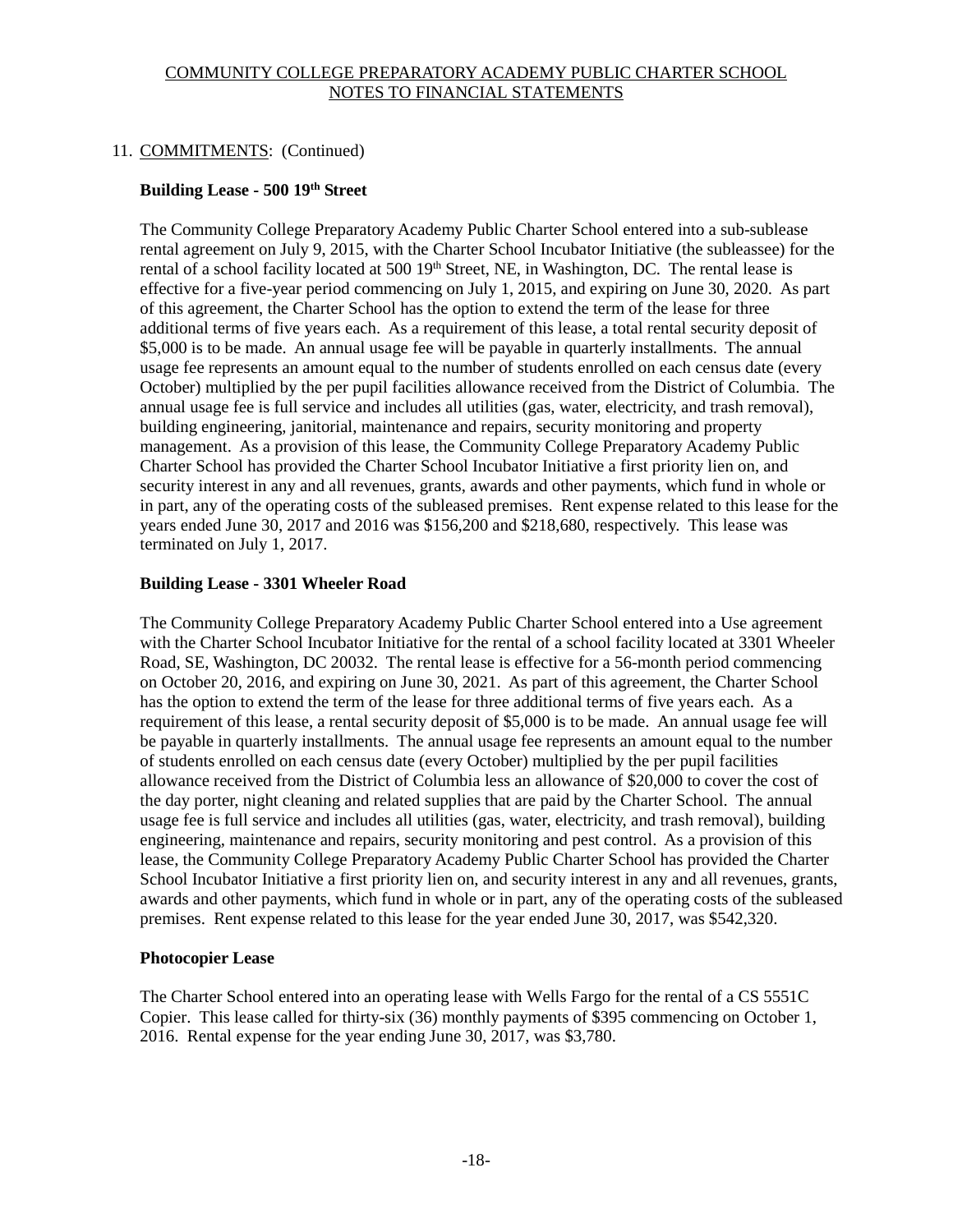11. COMMITMENTS: (Continued)

**Building Lease - 500 19th Street**

The Community College Preparatory Academy Public Charter School entered into a sub-sublease rental agreement on July 9, 2015, with the Charter School Incubator Initiative (the subleassee) for the rental of a school facility located at 500 19th Street, NE, in Washington, DC. The rental lease is effective for a five-year period commencing on July 1, 2015, and expiring on June 30, 2020. As part of this agreement, the Charter School has the option to extend the term of the lease for three additional terms of five years each. As a requirement of this lease, a total rental security deposit of $5,000 is to be made. An annual usage fee will be payable in quarterly installments. The annual usage fee represents an amount equal to the number of students enrolled on each census date (every October) multiplied by the per pupil facilities allowance received from the District of Columbia. The annual usage fee is full service and includes all utilities (gas, water, electricity, and trash removal), building engineering, janitorial, maintenance and repairs, security monitoring and property management. As a provision of this lease, the Community College Preparatory Academy Public Charter School has provided the Charter School Incubator Initiative a first priority lien on, and security interest in any and all revenues, grants, awards and other payments, which fund in whole or in part, any of the operating costs of the subleased premises. Rent expense related to this lease for the years ended June 30, 2017 and 2016 was $156,200 and $218,680, respectively. This lease was terminated on July 1, 2017.

**Building Lease - 3301 Wheeler Road**

The Community College Preparatory Academy Public Charter School entered into a Use agreement with the Charter School Incubator Initiative for the rental of a school facility located at 3301 Wheeler Road, SE, Washington, DC 20032. The rental lease is effective for a 56-month period commencing on October 20, 2016, and expiring on June 30, 2021. As part of this agreement, the Charter School has the option to extend the term of the lease for three additional terms of five years each. As a requirement of this lease, a rental security deposit of $5,000 is to be made. An annual usage fee will be payable in quarterly installments. The annual usage fee represents an amount equal to the number of students enrolled on each census date (every October) multiplied by the per pupil facilities allowance received from the District of Columbia less an allowance of $20,000 to cover the cost of the day porter, night cleaning and related supplies that are paid by the Charter School. The annual usage fee is full service and includes all utilities (gas, water, electricity, and trash removal), building engineering, maintenance and repairs, security monitoring and pest control. As a provision of this lease, the Community College Preparatory Academy Public Charter School has provided the Charter School Incubator Initiative a first priority lien on, and security interest in any and all revenues, grants, awards and other payments, which fund in whole or in part, any of the operating costs of the subleased premises. Rent expense related to this lease for the year ended June 30, 2017, was $542,320.

**Photocopier Lease**

The Charter School entered into an operating lease with Wells Fargo for the rental of a CS 5551C Copier. This lease called for thirty-six (36) monthly payments of $395 commencing on October 1, 2016. Rental expense for the year ending June 30, 2017, was $3,780.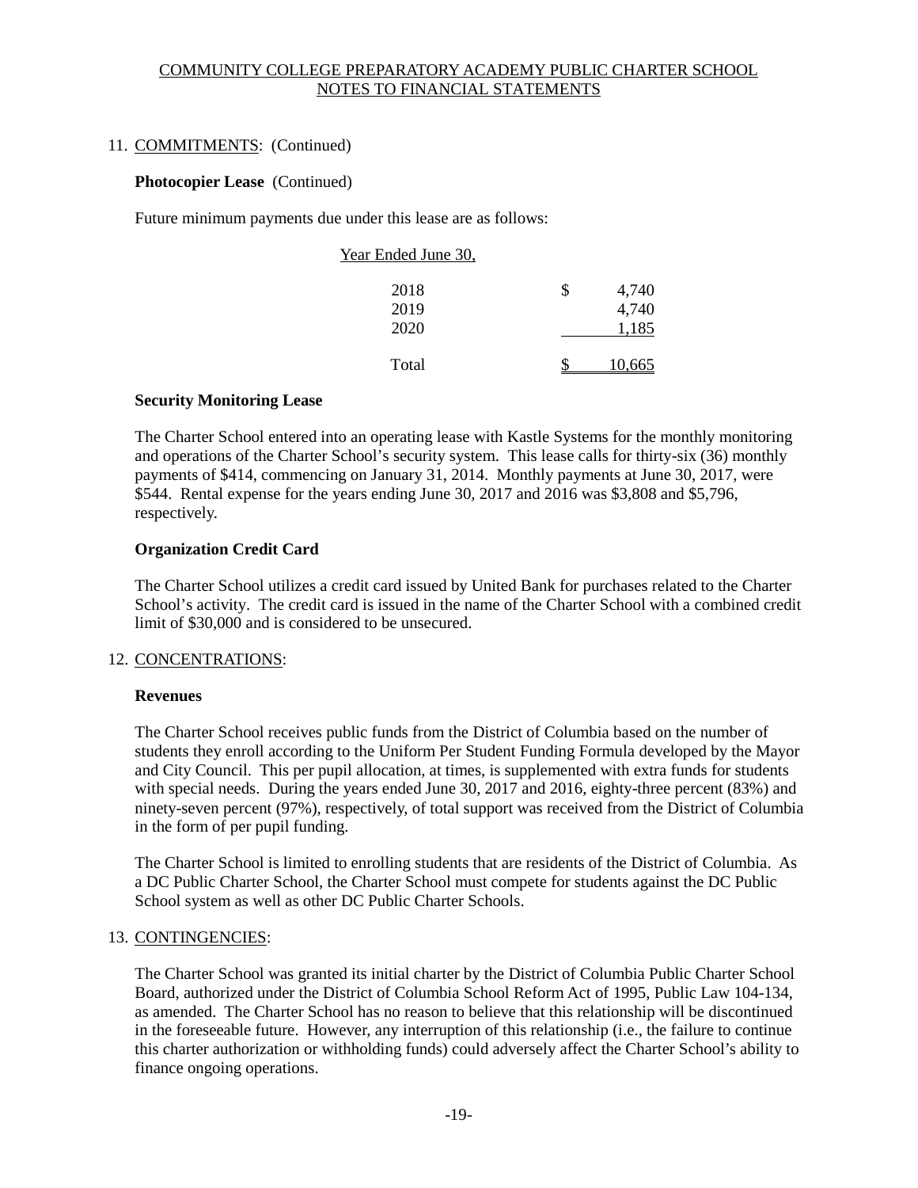## 11. COMMITMENTS: (Continued)

### Photocopier Lease (Continued)

Future minimum payments due under this lease are as follows:

| Year Ended June 30, | | |
|---|---|---|
| 2018 | $ | 4,740 |
| 2019 | | 4,740 |
| 2020 | | 1,185 |
| Total | $ | 10,665 |

### Security Monitoring Lease

The Charter School entered into an operating lease with Kastle Systems for the monthly monitoring and operations of the Charter School's security system. This lease calls for thirty-six (36) monthly payments of $414, commencing on January 31, 2014. Monthly payments at June 30, 2017, were $544. Rental expense for the years ending June 30, 2017 and 2016 was $3,808 and $5,796, respectively.

### Organization Credit Card

The Charter School utilizes a credit card issued by United Bank for purchases related to the Charter School's activity. The credit card is issued in the name of the Charter School with a combined credit limit of $30,000 and is considered to be unsecured.

## 12. CONCENTRATIONS:

### Revenues

The Charter School receives public funds from the District of Columbia based on the number of students they enroll according to the Uniform Per Student Funding Formula developed by the Mayor and City Council. This per pupil allocation, at times, is supplemented with extra funds for students with special needs. During the years ended June 30, 2017 and 2016, eighty-three percent (83%) and ninety-seven percent (97%), respectively, of total support was received from the District of Columbia in the form of per pupil funding.

The Charter School is limited to enrolling students that are residents of the District of Columbia. As a DC Public Charter School, the Charter School must compete for students against the DC Public School system as well as other DC Public Charter Schools.

## 13. CONTINGENCIES:

The Charter School was granted its initial charter by the District of Columbia Public Charter School Board, authorized under the District of Columbia School Reform Act of 1995, Public Law 104-134, as amended. The Charter School has no reason to believe that this relationship will be discontinued in the foreseeable future. However, any interruption of this relationship (i.e., the failure to continue this charter authorization or withholding funds) could adversely affect the Charter School's ability to finance ongoing operations.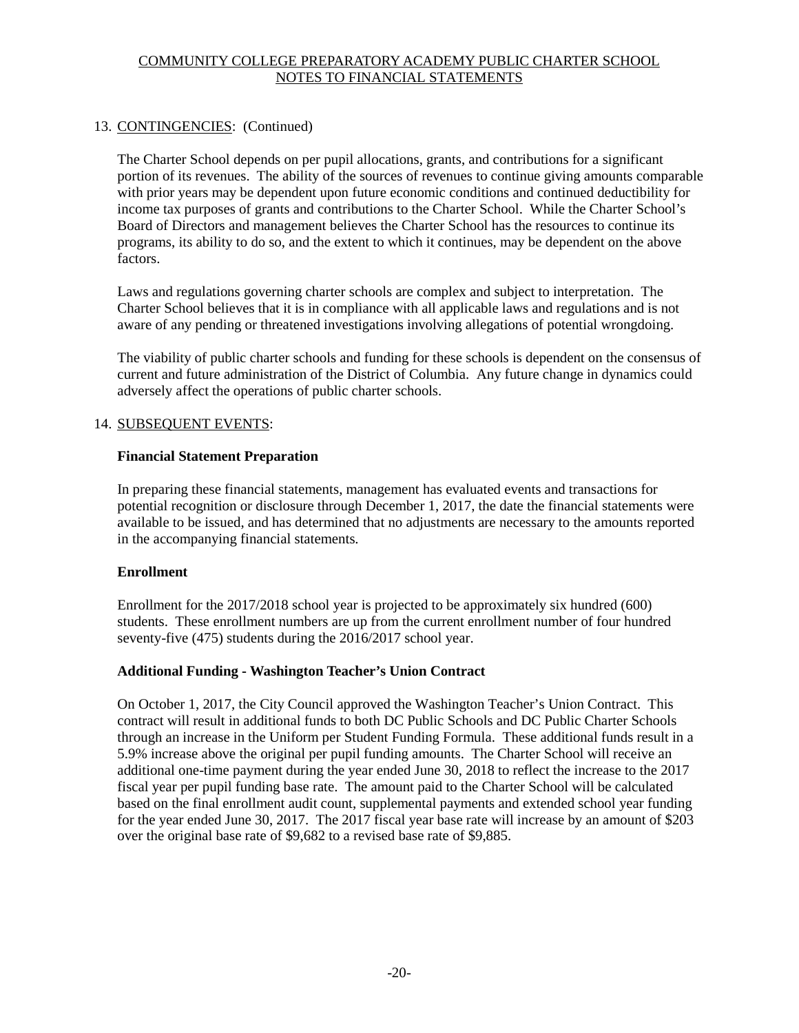COMMUNITY COLLEGE PREPARATORY ACADEMY PUBLIC CHARTER SCHOOL
NOTES TO FINANCIAL STATEMENTS

## 13. CONTINGENCIES: (Continued)

The Charter School depends on per pupil allocations, grants, and contributions for a significant portion of its revenues. The ability of the sources of revenues to continue giving amounts comparable with prior years may be dependent upon future economic conditions and continued deductibility for income tax purposes of grants and contributions to the Charter School. While the Charter School's Board of Directors and management believes the Charter School has the resources to continue its programs, its ability to do so, and the extent to which it continues, may be dependent on the above factors.

Laws and regulations governing charter schools are complex and subject to interpretation. The Charter School believes that it is in compliance with all applicable laws and regulations and is not aware of any pending or threatened investigations involving allegations of potential wrongdoing.

The viability of public charter schools and funding for these schools is dependent on the consensus of current and future administration of the District of Columbia. Any future change in dynamics could adversely affect the operations of public charter schools.

## 14. SUBSEQUENT EVENTS:

### Financial Statement Preparation

In preparing these financial statements, management has evaluated events and transactions for potential recognition or disclosure through December 1, 2017, the date the financial statements were available to be issued, and has determined that no adjustments are necessary to the amounts reported in the accompanying financial statements.

### Enrollment

Enrollment for the 2017/2018 school year is projected to be approximately six hundred (600) students. These enrollment numbers are up from the current enrollment number of four hundred seventy-five (475) students during the 2016/2017 school year.

### Additional Funding - Washington Teacher's Union Contract

On October 1, 2017, the City Council approved the Washington Teacher's Union Contract. This contract will result in additional funds to both DC Public Schools and DC Public Charter Schools through an increase in the Uniform per Student Funding Formula. These additional funds result in a 5.9% increase above the original per pupil funding amounts. The Charter School will receive an additional one-time payment during the year ended June 30, 2018 to reflect the increase to the 2017 fiscal year per pupil funding base rate. The amount paid to the Charter School will be calculated based on the final enrollment audit count, supplemental payments and extended school year funding for the year ended June 30, 2017. The 2017 fiscal year base rate will increase by an amount of $203 over the original base rate of $9,682 to a revised base rate of $9,885.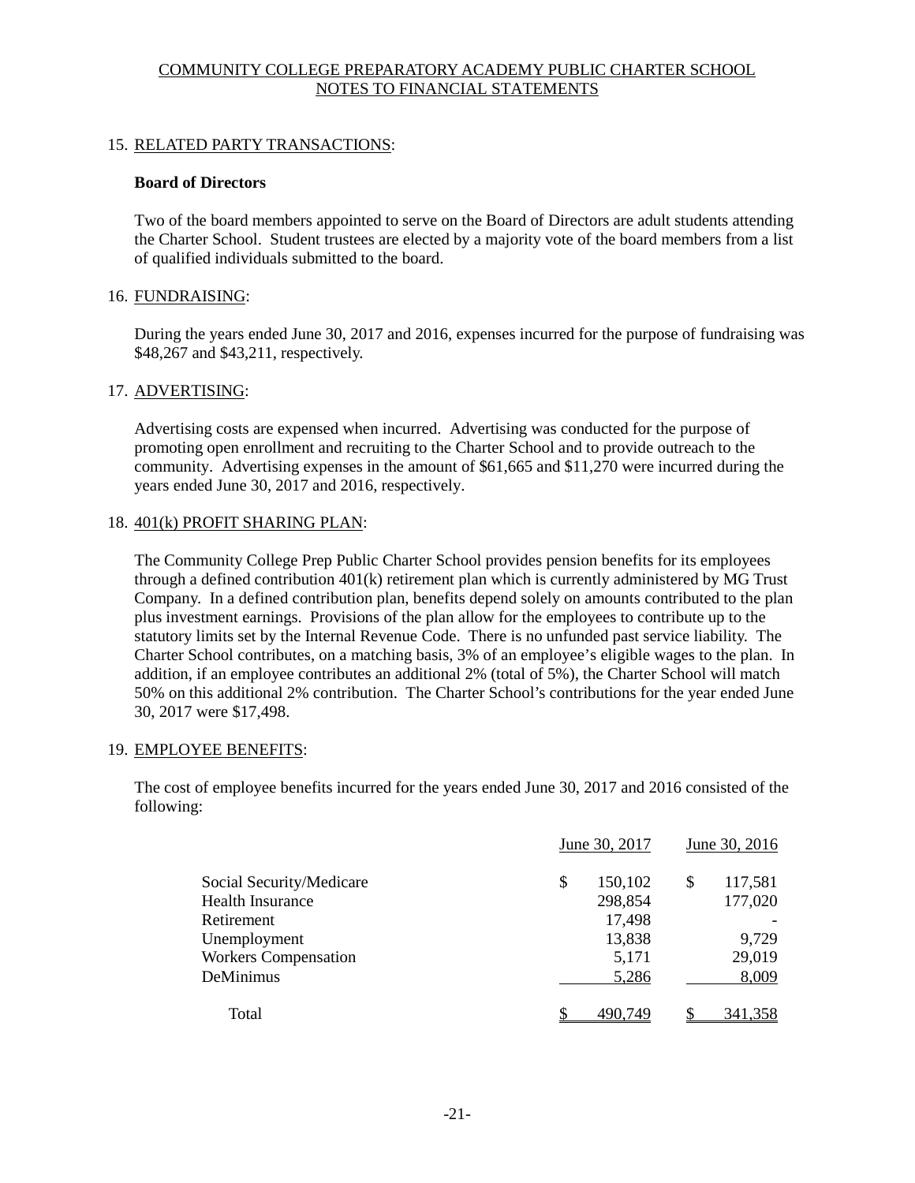COMMUNITY COLLEGE PREPARATORY ACADEMY PUBLIC CHARTER SCHOOL
NOTES TO FINANCIAL STATEMENTS

## 15. RELATED PARTY TRANSACTIONS:

**Board of Directors**

Two of the board members appointed to serve on the Board of Directors are adult students attending the Charter School. Student trustees are elected by a majority vote of the board members from a list of qualified individuals submitted to the board.

## 16. FUNDRAISING:

During the years ended June 30, 2017 and 2016, expenses incurred for the purpose of fundraising was $48,267 and $43,211, respectively.

## 17. ADVERTISING:

Advertising costs are expensed when incurred. Advertising was conducted for the purpose of promoting open enrollment and recruiting to the Charter School and to provide outreach to the community. Advertising expenses in the amount of $61,665 and $11,270 were incurred during the years ended June 30, 2017 and 2016, respectively.

## 18. 401(k) PROFIT SHARING PLAN:

The Community College Prep Public Charter School provides pension benefits for its employees through a defined contribution 401(k) retirement plan which is currently administered by MG Trust Company. In a defined contribution plan, benefits depend solely on amounts contributed to the plan plus investment earnings. Provisions of the plan allow for the employees to contribute up to the statutory limits set by the Internal Revenue Code. There is no unfunded past service liability. The Charter School contributes, on a matching basis, 3% of an employee's eligible wages to the plan. In addition, if an employee contributes an additional 2% (total of 5%), the Charter School will match 50% on this additional 2% contribution. The Charter School's contributions for the year ended June 30, 2017 were $17,498.

## 19. EMPLOYEE BENEFITS:

The cost of employee benefits incurred for the years ended June 30, 2017 and 2016 consisted of the following:

| | June 30, 2017 | June 30, 2016 |
|---|---|---|
| Social Security/Medicare | $ 150,102 | $ 117,581 |
| Health Insurance | 298,854 | 177,020 |
| Retirement | 17,498 | - |
| Unemployment | 13,838 | 9,729 |
| Workers Compensation | 5,171 | 29,019 |
| DeMinimus | 5,286 | 8,009 |
| Total | $ 490,749 | $ 341,358 |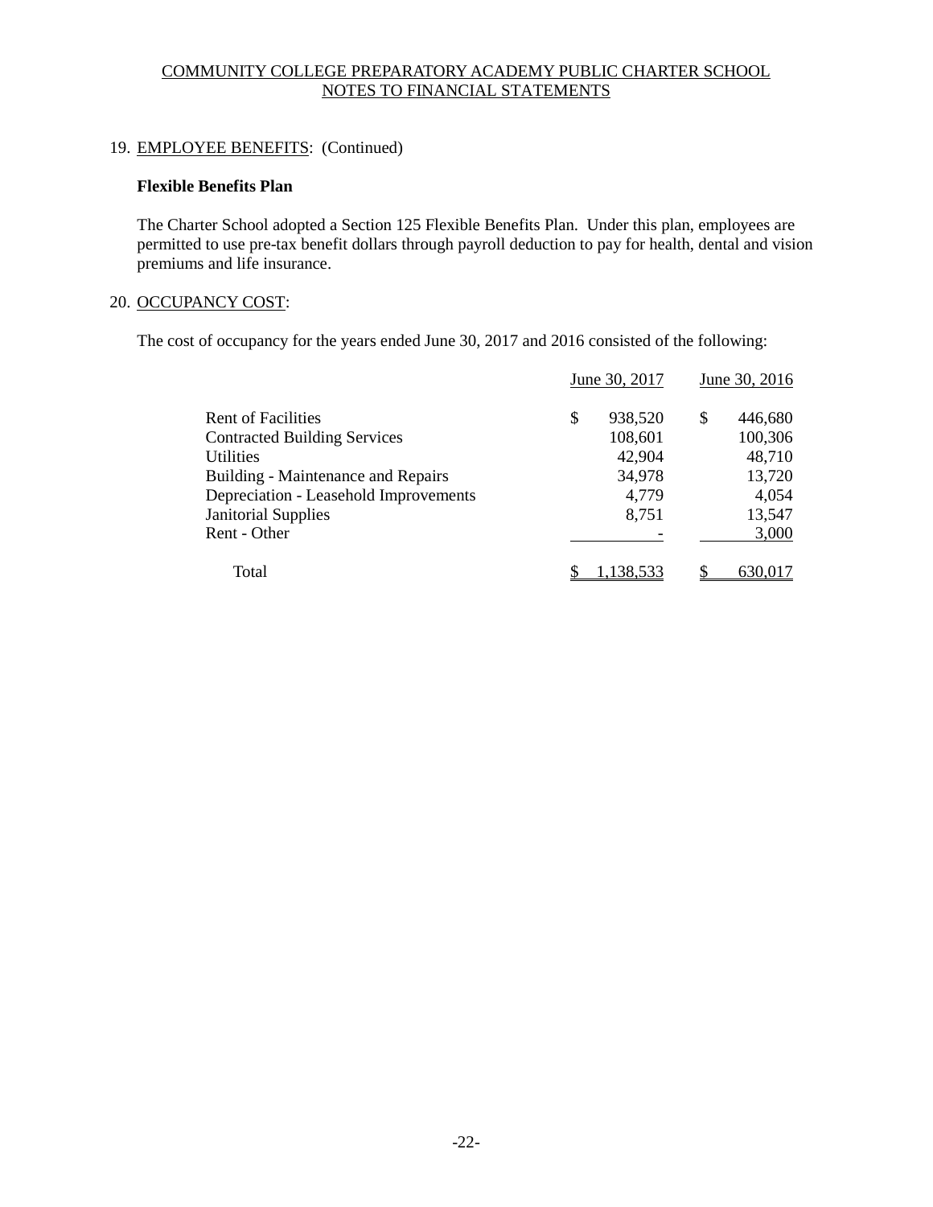COMMUNITY COLLEGE PREPARATORY ACADEMY PUBLIC CHARTER SCHOOL
NOTES TO FINANCIAL STATEMENTS

19. EMPLOYEE BENEFITS: (Continued)

**Flexible Benefits Plan**

The Charter School adopted a Section 125 Flexible Benefits Plan. Under this plan, employees are permitted to use pre-tax benefit dollars through payroll deduction to pay for health, dental and vision premiums and life insurance.

20. OCCUPANCY COST:

The cost of occupancy for the years ended June 30, 2017 and 2016 consisted of the following:

| | June 30, 2017 | June 30, 2016 |
|---|---|---|
| Rent of Facilities | $ 938,520 | $ 446,680 |
| Contracted Building Services | 108,601 | 100,306 |
| Utilities | 42,904 | 48,710 |
| Building - Maintenance and Repairs | 34,978 | 13,720 |
| Depreciation - Leasehold Improvements | 4,779 | 4,054 |
| Janitorial Supplies | 8,751 | 13,547 |
| Rent - Other | - | 3,000 |
| Total | $ 1,138,533 | $ 630,017 |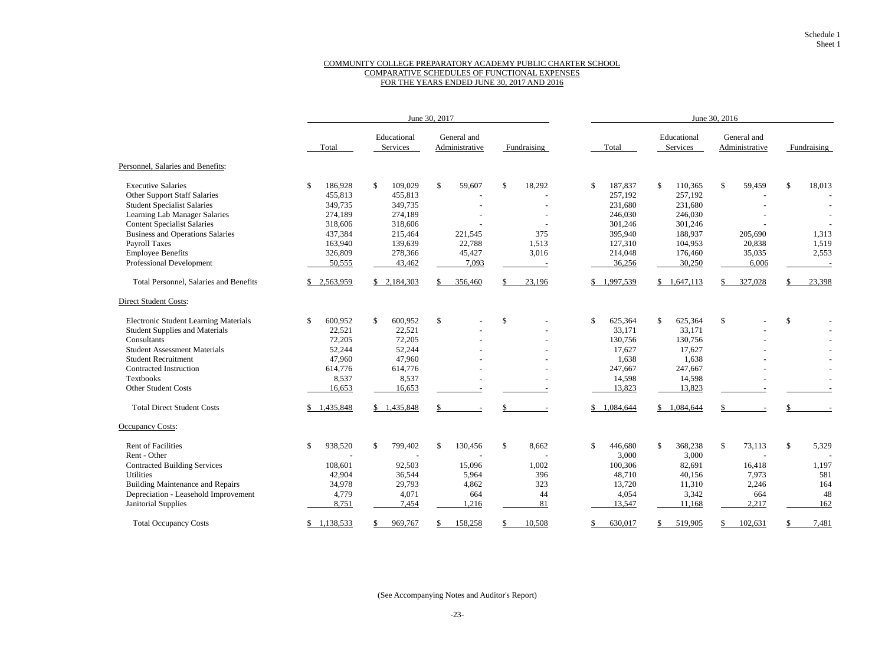Schedule 1
Sheet 1

COMMUNITY COLLEGE PREPARATORY ACADEMY PUBLIC CHARTER SCHOOL
COMPARATIVE SCHEDULES OF FUNCTIONAL EXPENSES
FOR THE YEARS ENDED JUNE 30, 2017 AND 2016

| | June 30, 2017 | | | | June 30, 2016 | | | |
|---|---|---|---|---|---|---|---|---|
| | Total | Educational Services | General and Administrative | Fundraising | Total | Educational Services | General and Administrative | Fundraising |
| **Personnel, Salaries and Benefits:** | | | | | | | | |
| Executive Salaries | $ 186,928 | $ 109,029 | $ 59,607 | $ 18,292 | $ 187,837 | $ 110,365 | $ 59,459 | $ 18,013 |
| Other Support Staff Salaries | 455,813 | 455,813 | - | - | 257,192 | 257,192 | - | - |
| Student Specialist Salaries | 349,735 | 349,735 | - | - | 231,680 | 231,680 | - | - |
| Learning Lab Manager Salaries | 274,189 | 274,189 | - | - | 246,030 | 246,030 | - | - |
| Content Specialist Salaries | 318,606 | 318,606 | - | - | 301,246 | 301,246 | - | - |
| Business and Operations Salaries | 437,384 | 215,464 | 221,545 | 375 | 395,940 | 188,937 | 205,690 | 1,313 |
| Payroll Taxes | 163,940 | 139,639 | 22,788 | 1,513 | 127,310 | 104,953 | 20,838 | 1,519 |
| Employee Benefits | 326,809 | 278,366 | 45,427 | 3,016 | 214,048 | 176,460 | 35,035 | 2,553 |
| Professional Development | 50,555 | 43,462 | 7,093 | - | 36,256 | 30,250 | 6,006 | - |
| Total Personnel, Salaries and Benefits | $ 2,563,959 | $ 2,184,303 | $ 356,460 | $ 23,196 | $ 1,997,539 | $ 1,647,113 | $ 327,028 | $ 23,398 |
| **Direct Student Costs:** | | | | | | | | |
| Electronic Student Learning Materials | $ 600,952 | $ 600,952 | $ - | $ - | $ 625,364 | $ 625,364 | $ - | $ - |
| Student Supplies and Materials | 22,521 | 22,521 | - | - | 33,171 | 33,171 | - | - |
| Consultants | 72,205 | 72,205 | - | - | 130,756 | 130,756 | - | - |
| Student Assessment Materials | 52,244 | 52,244 | - | - | 17,627 | 17,627 | - | - |
| Student Recruitment | 47,960 | 47,960 | - | - | 1,638 | 1,638 | - | - |
| Contracted Instruction | 614,776 | 614,776 | - | - | 247,667 | 247,667 | - | - |
| Textbooks | 8,537 | 8,537 | - | - | 14,598 | 14,598 | - | - |
| Other Student Costs | 16,653 | 16,653 | - | - | 13,823 | 13,823 | - | - |
| Total Direct Student Costs | $ 1,435,848 | $ 1,435,848 | $ - | $ - | $ 1,084,644 | $ 1,084,644 | $ - | $ - |
| **Occupancy Costs:** | | | | | | | | |
| Rent of Facilities | $ 938,520 | $ 799,402 | $ 130,456 | $ 8,662 | $ 446,680 | $ 368,238 | $ 73,113 | $ 5,329 |
| Rent - Other | - | - | - | - | 3,000 | 3,000 | - | - |
| Contracted Building Services | 108,601 | 92,503 | 15,096 | 1,002 | 100,306 | 82,691 | 16,418 | 1,197 |
| Utilities | 42,904 | 36,544 | 5,964 | 396 | 48,710 | 40,156 | 7,973 | 581 |
| Building Maintenance and Repairs | 34,978 | 29,793 | 4,862 | 323 | 13,720 | 11,310 | 2,246 | 164 |
| Depreciation - Leasehold Improvement | 4,779 | 4,071 | 664 | 44 | 4,054 | 3,342 | 664 | 48 |
| Janitorial Supplies | 8,751 | 7,454 | 1,216 | 81 | 13,547 | 11,168 | 2,217 | 162 |
| Total Occupancy Costs | $ 1,138,533 | $ 969,767 | $ 158,258 | $ 10,508 | $ 630,017 | $ 519,905 | $ 102,631 | $ 7,481 |

(See Accompanying Notes and Auditor's Report)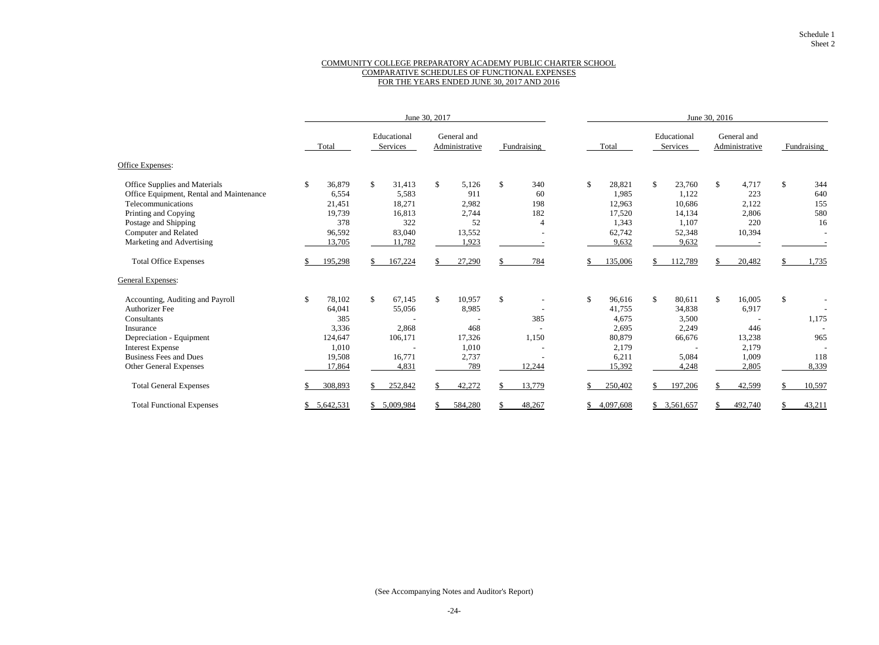Schedule 1
Sheet 2

COMMUNITY COLLEGE PREPARATORY ACADEMY PUBLIC CHARTER SCHOOL
COMPARATIVE SCHEDULES OF FUNCTIONAL EXPENSES
FOR THE YEARS ENDED JUNE 30, 2017 AND 2016

| | June 30, 2017 | | | | June 30, 2016 | | | |
|---|---|---|---|---|---|---|---|---|
| | Total | Educational Services | General and Administrative | Fundraising | Total | Educational Services | General and Administrative | Fundraising |
| **Office Expenses:** | | | | | | | | |
| Office Supplies and Materials | $ 36,879 | $ 31,413 | $ 5,126 | $ 340 | $ 28,821 | $ 23,760 | $ 4,717 | $ 344 |
| Office Equipment, Rental and Maintenance | 6,554 | 5,583 | 911 | 60 | 1,985 | 1,122 | 223 | 640 |
| Telecommunications | 21,451 | 18,271 | 2,982 | 198 | 12,963 | 10,686 | 2,122 | 155 |
| Printing and Copying | 19,739 | 16,813 | 2,744 | 182 | 17,520 | 14,134 | 2,806 | 580 |
| Postage and Shipping | 378 | 322 | 52 | 4 | 1,343 | 1,107 | 220 | 16 |
| Computer and Related | 96,592 | 83,040 | 13,552 | - | 62,742 | 52,348 | 10,394 | - |
| Marketing and Advertising | 13,705 | 11,782 | 1,923 | - | 9,632 | 9,632 | - | - |
| Total Office Expenses | $ 195,298 | $ 167,224 | $ 27,290 | $ 784 | $ 135,006 | $ 112,789 | $ 20,482 | $ 1,735 |
| **General Expenses:** | | | | | | | | |
| Accounting, Auditing and Payroll | $ 78,102 | $ 67,145 | $ 10,957 | $ - | $ 96,616 | $ 80,611 | $ 16,005 | $ - |
| Authorizer Fee | 64,041 | 55,056 | 8,985 | - | 41,755 | 34,838 | 6,917 | - |
| Consultants | 385 | - | - | 385 | 4,675 | 3,500 | - | 1,175 |
| Insurance | 3,336 | 2,868 | 468 | - | 2,695 | 2,249 | 446 | - |
| Depreciation - Equipment | 124,647 | 106,171 | 17,326 | 1,150 | 80,879 | 66,676 | 13,238 | 965 |
| Interest Expense | 1,010 | - | 1,010 | - | 2,179 | - | 2,179 | - |
| Business Fees and Dues | 19,508 | 16,771 | 2,737 | - | 6,211 | 5,084 | 1,009 | 118 |
| Other General Expenses | 17,864 | 4,831 | 789 | 12,244 | 15,392 | 4,248 | 2,805 | 8,339 |
| Total General Expenses | $ 308,893 | $ 252,842 | $ 42,272 | $ 13,779 | $ 250,402 | $ 197,206 | $ 42,599 | $ 10,597 |
| Total Functional Expenses | $ 5,642,531 | $ 5,009,984 | $ 584,280 | $ 48,267 | $ 4,097,608 | $ 3,561,657 | $ 492,740 | $ 43,211 |

(See Accompanying Notes and Auditor's Report)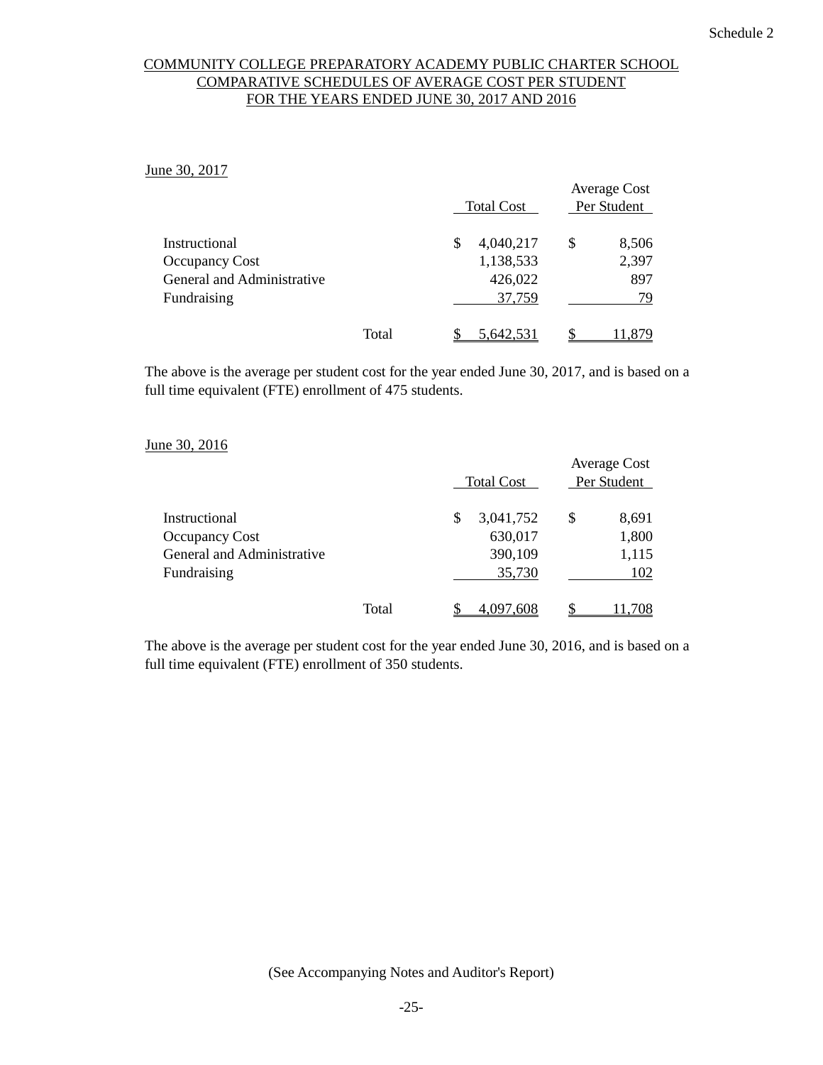Schedule 2

# COMMUNITY COLLEGE PREPARATORY ACADEMY PUBLIC CHARTER SCHOOL
## COMPARATIVE SCHEDULES OF AVERAGE COST PER STUDENT
## FOR THE YEARS ENDED JUNE 30, 2017 AND 2016

June 30, 2017

| | | Total Cost | Average Cost Per Student |
|---|---|---|---|
| Instructional | | $ 4,040,217 | $ 8,506 |
| Occupancy Cost | | 1,138,533 | 2,397 |
| General and Administrative | | 426,022 | 897 |
| Fundraising | | 37,759 | 79 |
| | Total | $ 5,642,531 | $ 11,879 |

The above is the average per student cost for the year ended June 30, 2017, and is based on a full time equivalent (FTE) enrollment of 475 students.

June 30, 2016

| | | Total Cost | Average Cost Per Student |
|---|---|---|---|
| Instructional | | $ 3,041,752 | $ 8,691 |
| Occupancy Cost | | 630,017 | 1,800 |
| General and Administrative | | 390,109 | 1,115 |
| Fundraising | | 35,730 | 102 |
| | Total | $ 4,097,608 | $ 11,708 |

The above is the average per student cost for the year ended June 30, 2016, and is based on a full time equivalent (FTE) enrollment of 350 students.

(See Accompanying Notes and Auditor's Report)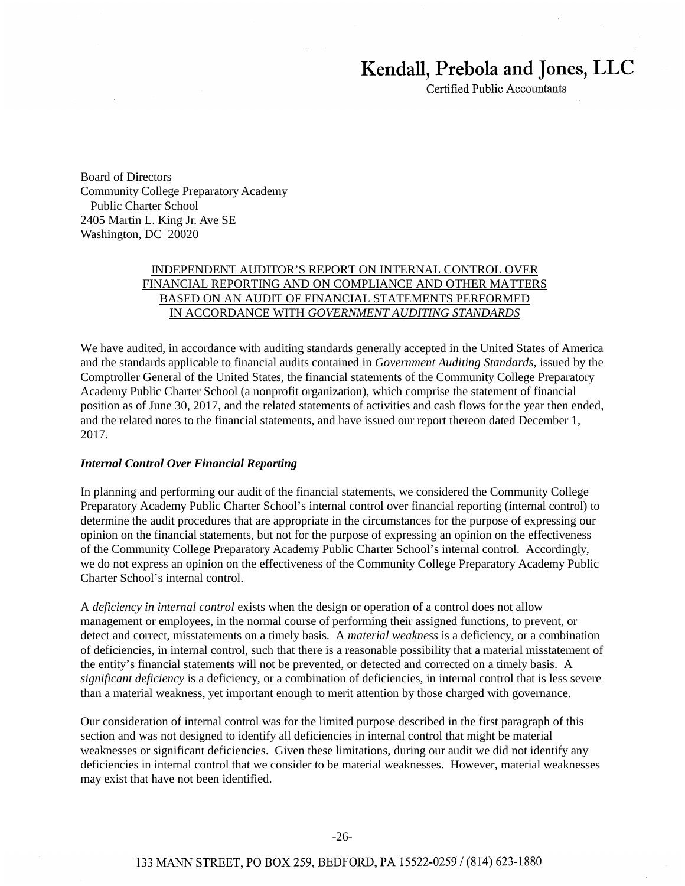# Kendall, Prebola and Jones, LLC

Certified Public Accountants

Board of Directors
Community College Preparatory Academy
Public Charter School
2405 Martin L. King Jr. Ave SE
Washington, DC 20020

## INDEPENDENT AUDITOR'S REPORT ON INTERNAL CONTROL OVER FINANCIAL REPORTING AND ON COMPLIANCE AND OTHER MATTERS BASED ON AN AUDIT OF FINANCIAL STATEMENTS PERFORMED IN ACCORDANCE WITH *GOVERNMENT AUDITING STANDARDS*

We have audited, in accordance with auditing standards generally accepted in the United States of America and the standards applicable to financial audits contained in *Government Auditing Standards*, issued by the Comptroller General of the United States, the financial statements of the Community College Preparatory Academy Public Charter School (a nonprofit organization), which comprise the statement of financial position as of June 30, 2017, and the related statements of activities and cash flows for the year then ended, and the related notes to the financial statements, and have issued our report thereon dated December 1, 2017.

### *Internal Control Over Financial Reporting*

In planning and performing our audit of the financial statements, we considered the Community College Preparatory Academy Public Charter School's internal control over financial reporting (internal control) to determine the audit procedures that are appropriate in the circumstances for the purpose of expressing our opinion on the financial statements, but not for the purpose of expressing an opinion on the effectiveness of the Community College Preparatory Academy Public Charter School's internal control. Accordingly, we do not express an opinion on the effectiveness of the Community College Preparatory Academy Public Charter School's internal control.

A *deficiency in internal control* exists when the design or operation of a control does not allow management or employees, in the normal course of performing their assigned functions, to prevent, or detect and correct, misstatements on a timely basis. A *material weakness* is a deficiency, or a combination of deficiencies, in internal control, such that there is a reasonable possibility that a material misstatement of the entity's financial statements will not be prevented, or detected and corrected on a timely basis. A *significant deficiency* is a deficiency, or a combination of deficiencies, in internal control that is less severe than a material weakness, yet important enough to merit attention by those charged with governance.

Our consideration of internal control was for the limited purpose described in the first paragraph of this section and was not designed to identify all deficiencies in internal control that might be material weaknesses or significant deficiencies. Given these limitations, during our audit we did not identify any deficiencies in internal control that we consider to be material weaknesses. However, material weaknesses may exist that have not been identified.

133 MANN STREET, PO BOX 259, BEDFORD, PA 15522-0259 / (814) 623-1880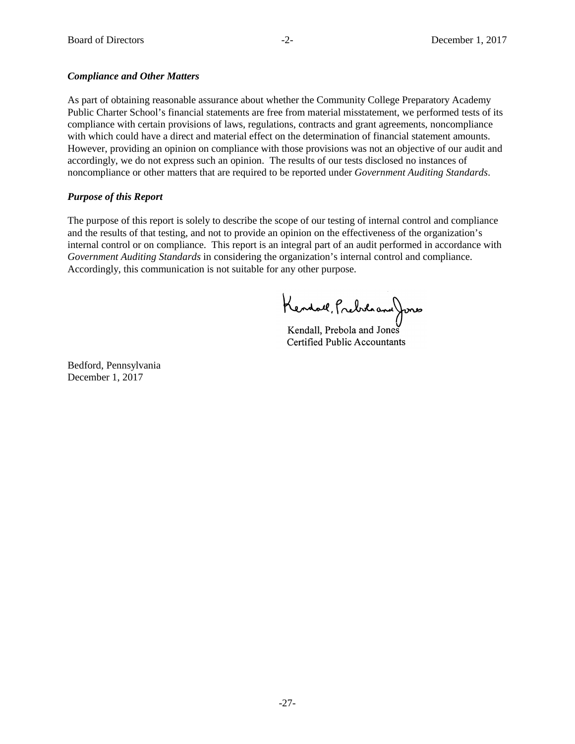***Compliance and Other Matters***

As part of obtaining reasonable assurance about whether the Community College Preparatory Academy Public Charter School's financial statements are free from material misstatement, we performed tests of its compliance with certain provisions of laws, regulations, contracts and grant agreements, noncompliance with which could have a direct and material effect on the determination of financial statement amounts. However, providing an opinion on compliance with those provisions was not an objective of our audit and accordingly, we do not express such an opinion. The results of our tests disclosed no instances of noncompliance or other matters that are required to be reported under *Government Auditing Standards*.

***Purpose of this Report***

The purpose of this report is solely to describe the scope of our testing of internal control and compliance and the results of that testing, and not to provide an opinion on the effectiveness of the organization's internal control or on compliance. This report is an integral part of an audit performed in accordance with *Government Auditing Standards* in considering the organization's internal control and compliance. Accordingly, this communication is not suitable for any other purpose.

Kendall, Prebola and Jones
Certified Public Accountants

Bedford, Pennsylvania
December 1, 2017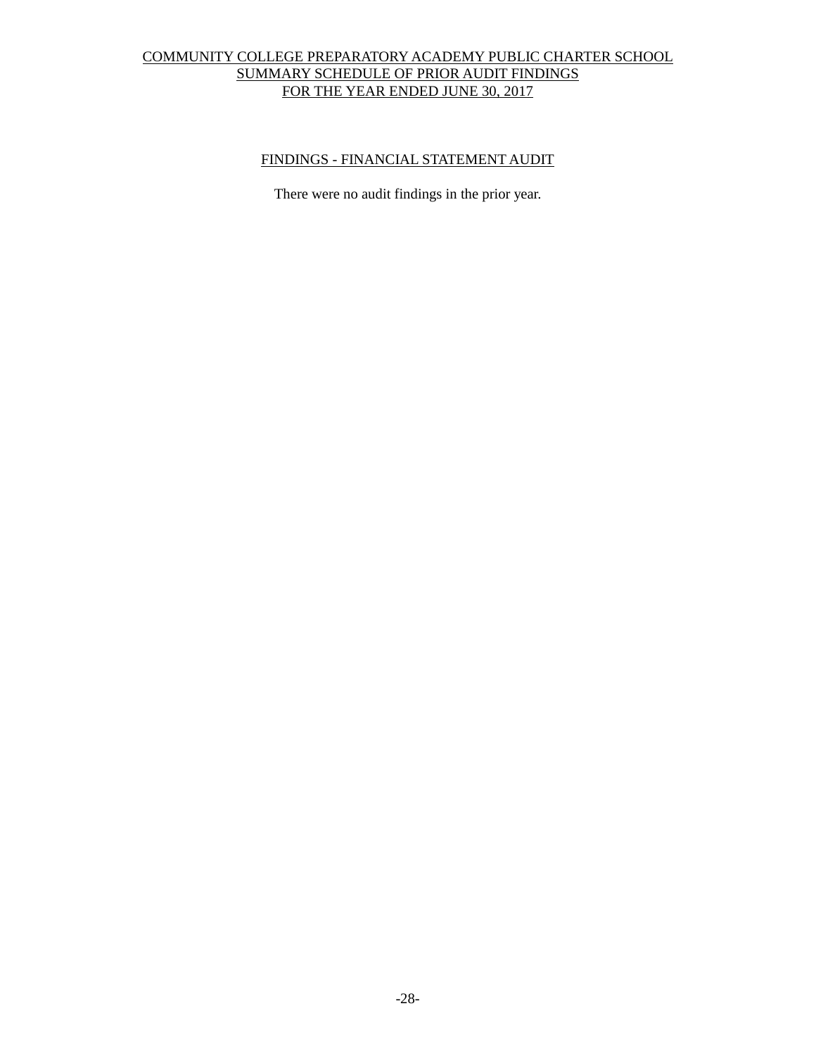# COMMUNITY COLLEGE PREPARATORY ACADEMY PUBLIC CHARTER SCHOOL
## SUMMARY SCHEDULE OF PRIOR AUDIT FINDINGS
## FOR THE YEAR ENDED JUNE 30, 2017

### FINDINGS - FINANCIAL STATEMENT AUDIT

There were no audit findings in the prior year.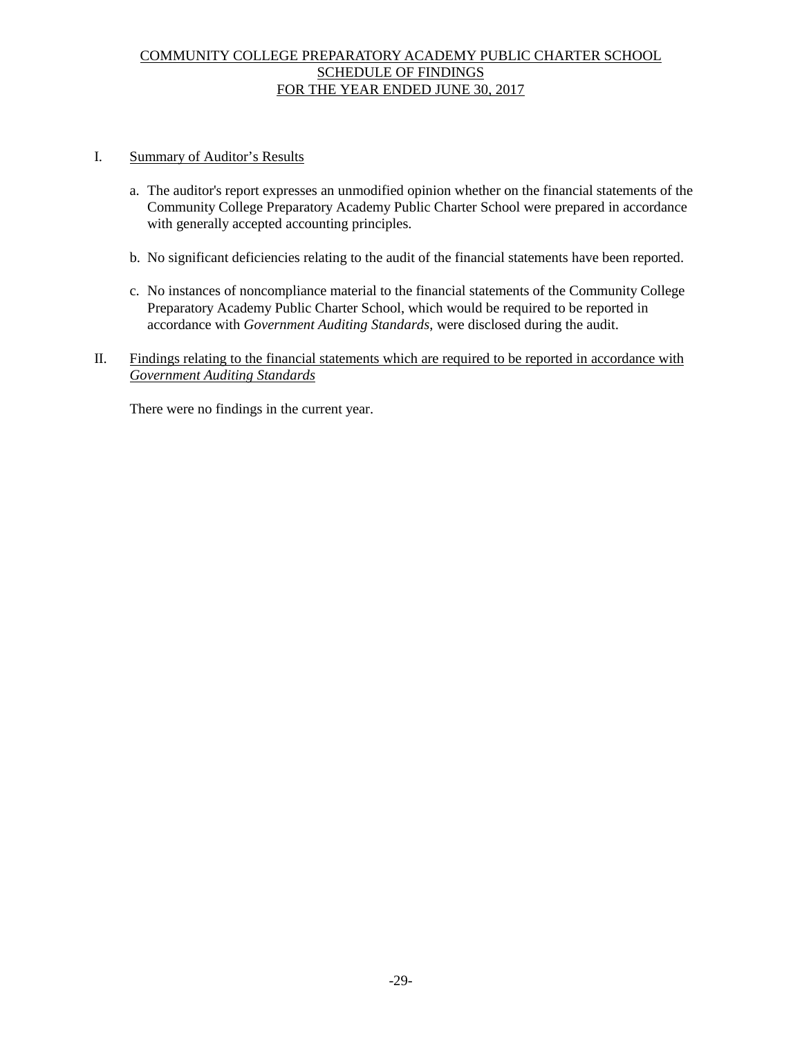# COMMUNITY COLLEGE PREPARATORY ACADEMY PUBLIC CHARTER SCHOOL
## SCHEDULE OF FINDINGS
## FOR THE YEAR ENDED JUNE 30, 2017

I. Summary of Auditor's Results

a. The auditor's report expresses an unmodified opinion whether on the financial statements of the Community College Preparatory Academy Public Charter School were prepared in accordance with generally accepted accounting principles.

b. No significant deficiencies relating to the audit of the financial statements have been reported.

c. No instances of noncompliance material to the financial statements of the Community College Preparatory Academy Public Charter School, which would be required to be reported in accordance with *Government Auditing Standards*, were disclosed during the audit.

II. Findings relating to the financial statements which are required to be reported in accordance with *Government Auditing Standards*

There were no findings in the current year.